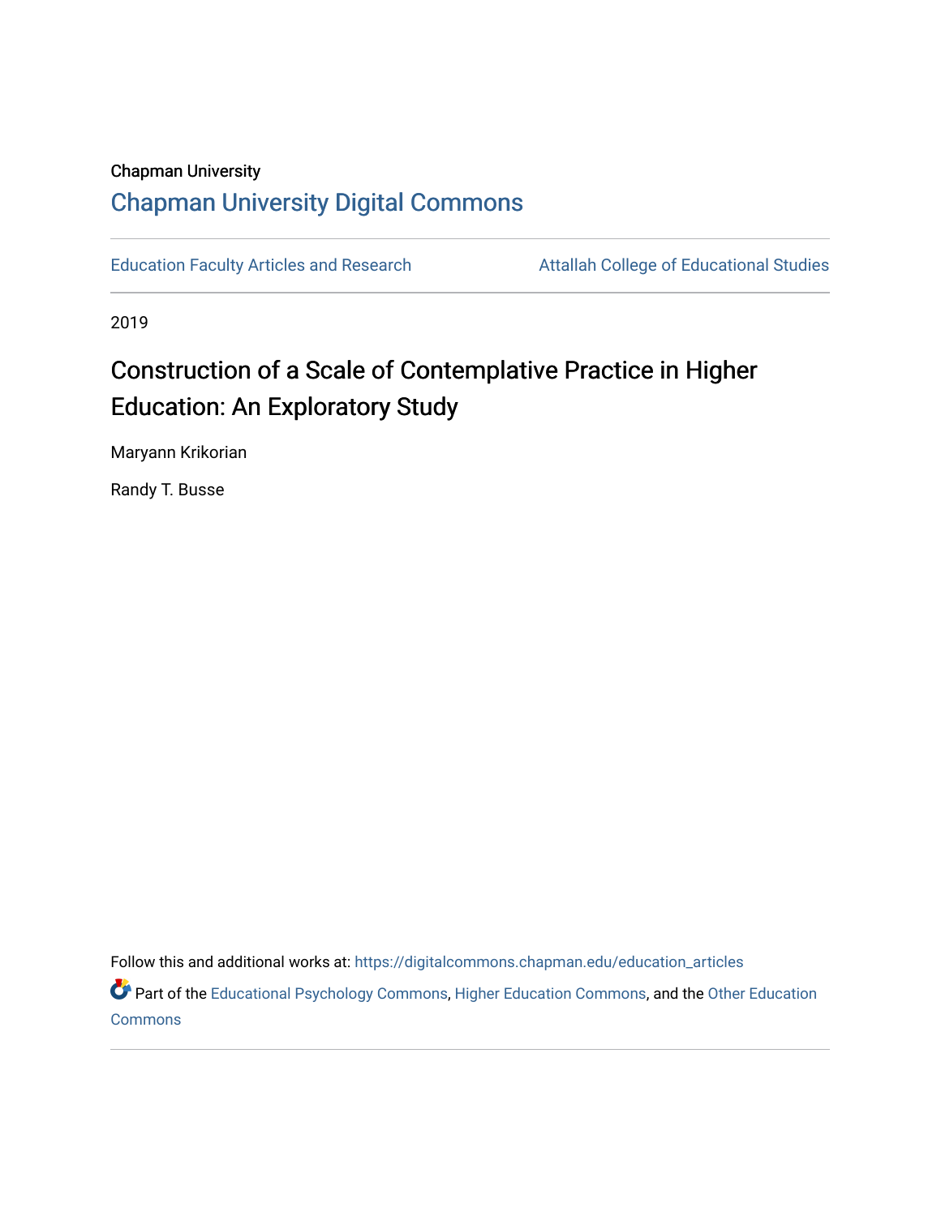Chapman University

# Chapman University Digital Commons

Education Faculty Articles and Research | Attallah College of Educational Studies

2019

# Construction of a Scale of Contemplative Practice in Higher Education: An Exploratory Study

Maryann Krikorian

Randy T. Busse

Follow this and additional works at: https://digitalcommons.chapman.edu/education_articles

Part of the Educational Psychology Commons, Higher Education Commons, and the Other Education Commons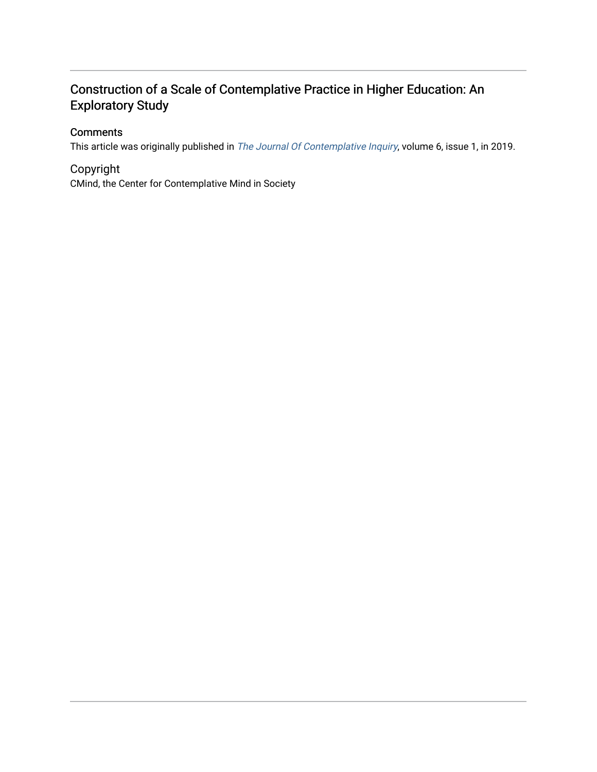# Construction of a Scale of Contemplative Practice in Higher Education: An Exploratory Study

## Comments

This article was originally published in *The Journal Of Contemplative Inquiry*, volume 6, issue 1, in 2019.

## Copyright

CMind, the Center for Contemplative Mind in Society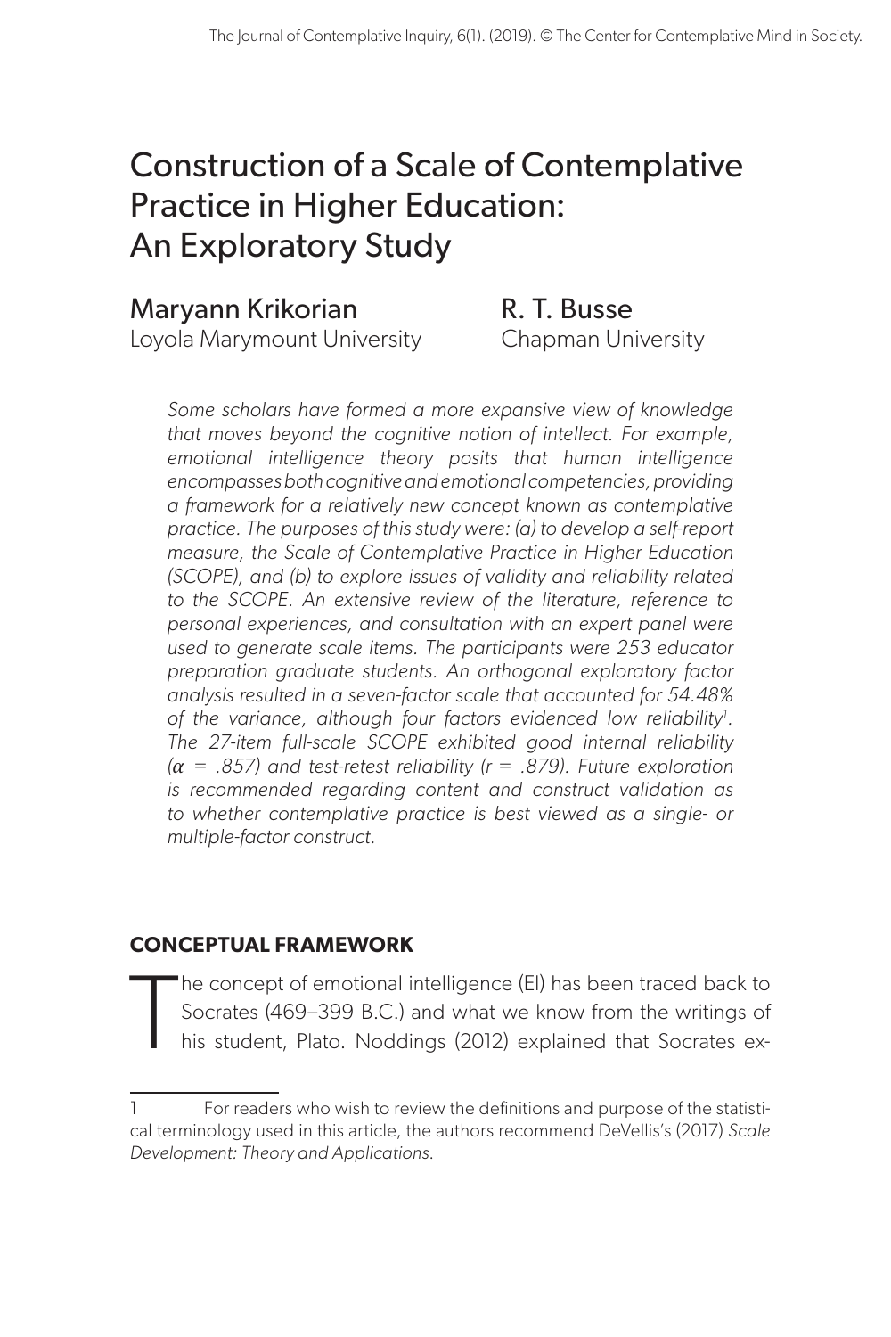# Construction of a Scale of Contemplative Practice in Higher Education: An Exploratory Study

Maryann Krikorian
Loyola Marymount University

R. T. Busse
Chapman University

*Some scholars have formed a more expansive view of knowledge that moves beyond the cognitive notion of intellect. For example, emotional intelligence theory posits that human intelligence encompasses both cognitive and emotional competencies, providing a framework for a relatively new concept known as contemplative practice. The purposes of this study were: (a) to develop a self-report measure, the Scale of Contemplative Practice in Higher Education (SCOPE), and (b) to explore issues of validity and reliability related to the SCOPE. An extensive review of the literature, reference to personal experiences, and consultation with an expert panel were used to generate scale items. The participants were 253 educator preparation graduate students. An orthogonal exploratory factor analysis resulted in a seven-factor scale that accounted for 54.48% of the variance, although four factors evidenced low reliability[1]. The 27-item full-scale SCOPE exhibited good internal reliability ($\alpha$ = .857) and test-retest reliability (r = .879). Future exploration is recommended regarding content and construct validation as to whether contemplative practice is best viewed as a single- or multiple-factor construct.*

---

## CONCEPTUAL FRAMEWORK

The concept of emotional intelligence (EI) has been traced back to Socrates (469–399 B.C.) and what we know from the writings of his student, Plato. Noddings (2012) explained that Socrates ex-

---

1 For readers who wish to review the definitions and purpose of the statistical terminology used in this article, the authors recommend DeVellis's (2017) *Scale Development: Theory and Applications.*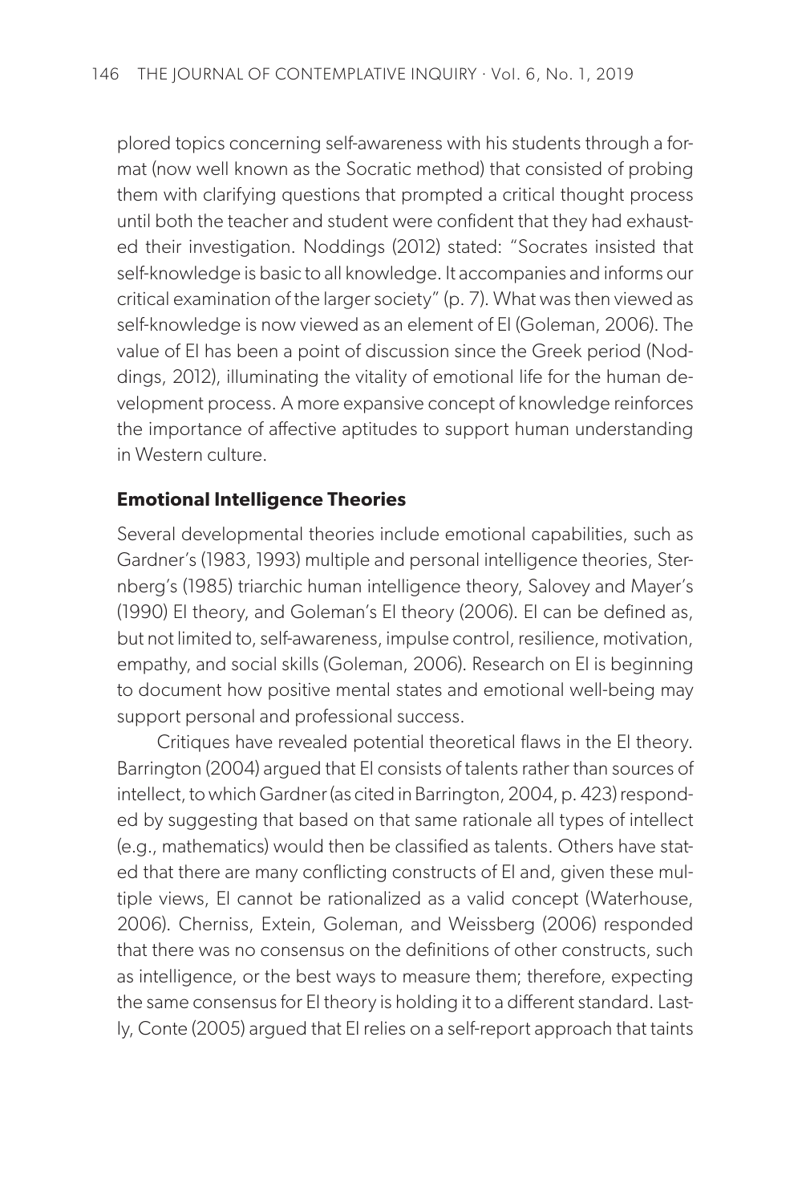plored topics concerning self-awareness with his students through a format (now well known as the Socratic method) that consisted of probing them with clarifying questions that prompted a critical thought process until both the teacher and student were confident that they had exhausted their investigation. Noddings (2012) stated: "Socrates insisted that self-knowledge is basic to all knowledge. It accompanies and informs our critical examination of the larger society" (p. 7). What was then viewed as self-knowledge is now viewed as an element of EI (Goleman, 2006). The value of EI has been a point of discussion since the Greek period (Noddings, 2012), illuminating the vitality of emotional life for the human development process. A more expansive concept of knowledge reinforces the importance of affective aptitudes to support human understanding in Western culture.

### Emotional Intelligence Theories

Several developmental theories include emotional capabilities, such as Gardner's (1983, 1993) multiple and personal intelligence theories, Sternberg's (1985) triarchic human intelligence theory, Salovey and Mayer's (1990) EI theory, and Goleman's EI theory (2006). EI can be defined as, but not limited to, self-awareness, impulse control, resilience, motivation, empathy, and social skills (Goleman, 2006). Research on EI is beginning to document how positive mental states and emotional well-being may support personal and professional success.

Critiques have revealed potential theoretical flaws in the EI theory. Barrington (2004) argued that EI consists of talents rather than sources of intellect, to which Gardner (as cited in Barrington, 2004, p. 423) responded by suggesting that based on that same rationale all types of intellect (e.g., mathematics) would then be classified as talents. Others have stated that there are many conflicting constructs of EI and, given these multiple views, EI cannot be rationalized as a valid concept (Waterhouse, 2006). Cherniss, Extein, Goleman, and Weissberg (2006) responded that there was no consensus on the definitions of other constructs, such as intelligence, or the best ways to measure them; therefore, expecting the same consensus for EI theory is holding it to a different standard. Lastly, Conte (2005) argued that EI relies on a self-report approach that taints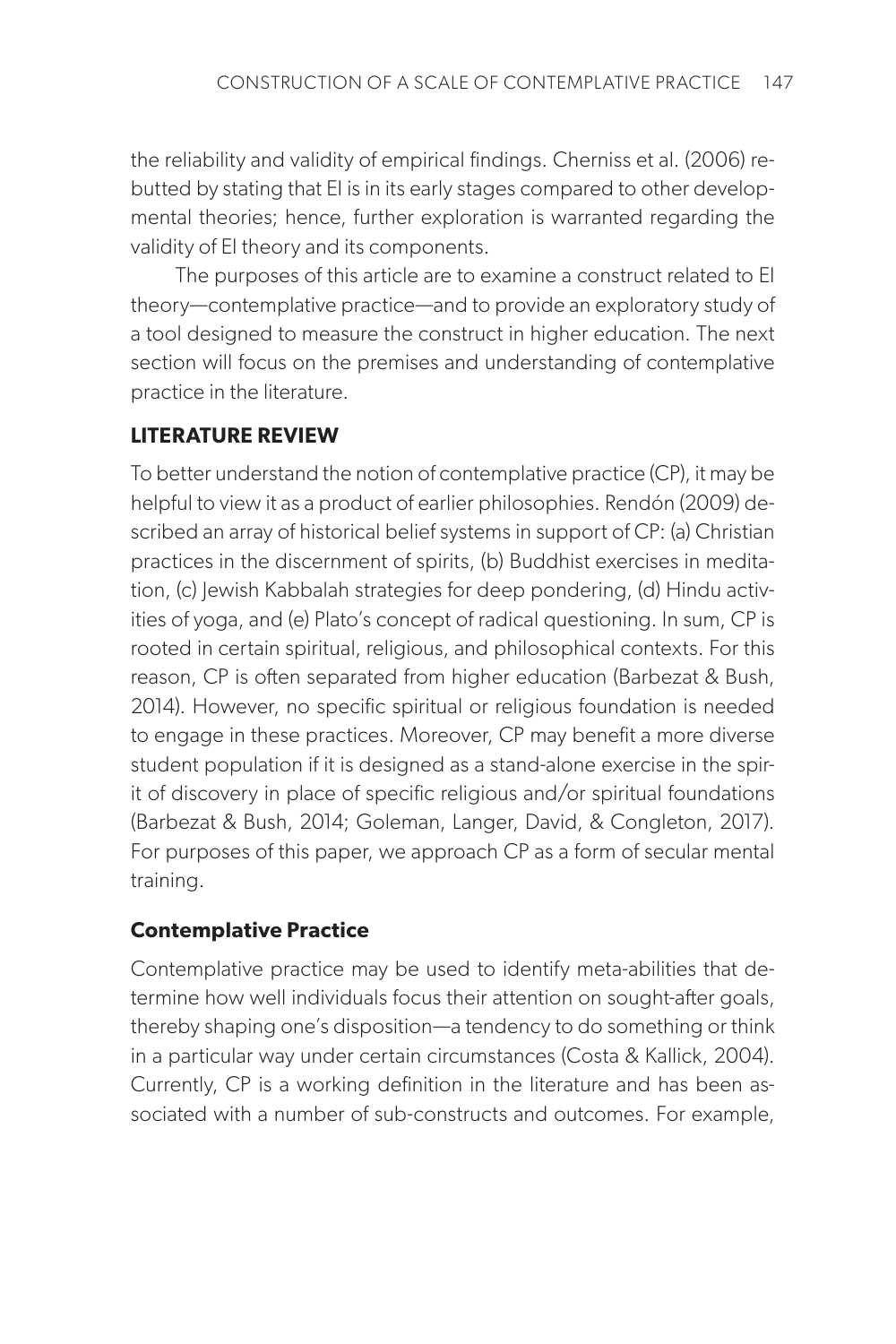the reliability and validity of empirical findings. Cherniss et al. (2006) rebutted by stating that EI is in its early stages compared to other developmental theories; hence, further exploration is warranted regarding the validity of EI theory and its components.

The purposes of this article are to examine a construct related to EI theory—contemplative practice—and to provide an exploratory study of a tool designed to measure the construct in higher education. The next section will focus on the premises and understanding of contemplative practice in the literature.

## LITERATURE REVIEW

To better understand the notion of contemplative practice (CP), it may be helpful to view it as a product of earlier philosophies. Rendón (2009) described an array of historical belief systems in support of CP: (a) Christian practices in the discernment of spirits, (b) Buddhist exercises in meditation, (c) Jewish Kabbalah strategies for deep pondering, (d) Hindu activities of yoga, and (e) Plato's concept of radical questioning. In sum, CP is rooted in certain spiritual, religious, and philosophical contexts. For this reason, CP is often separated from higher education (Barbezat & Bush, 2014). However, no specific spiritual or religious foundation is needed to engage in these practices. Moreover, CP may benefit a more diverse student population if it is designed as a stand-alone exercise in the spirit of discovery in place of specific religious and/or spiritual foundations (Barbezat & Bush, 2014; Goleman, Langer, David, & Congleton, 2017). For purposes of this paper, we approach CP as a form of secular mental training.

### Contemplative Practice

Contemplative practice may be used to identify meta-abilities that determine how well individuals focus their attention on sought-after goals, thereby shaping one's disposition—a tendency to do something or think in a particular way under certain circumstances (Costa & Kallick, 2004). Currently, CP is a working definition in the literature and has been associated with a number of sub-constructs and outcomes. For example,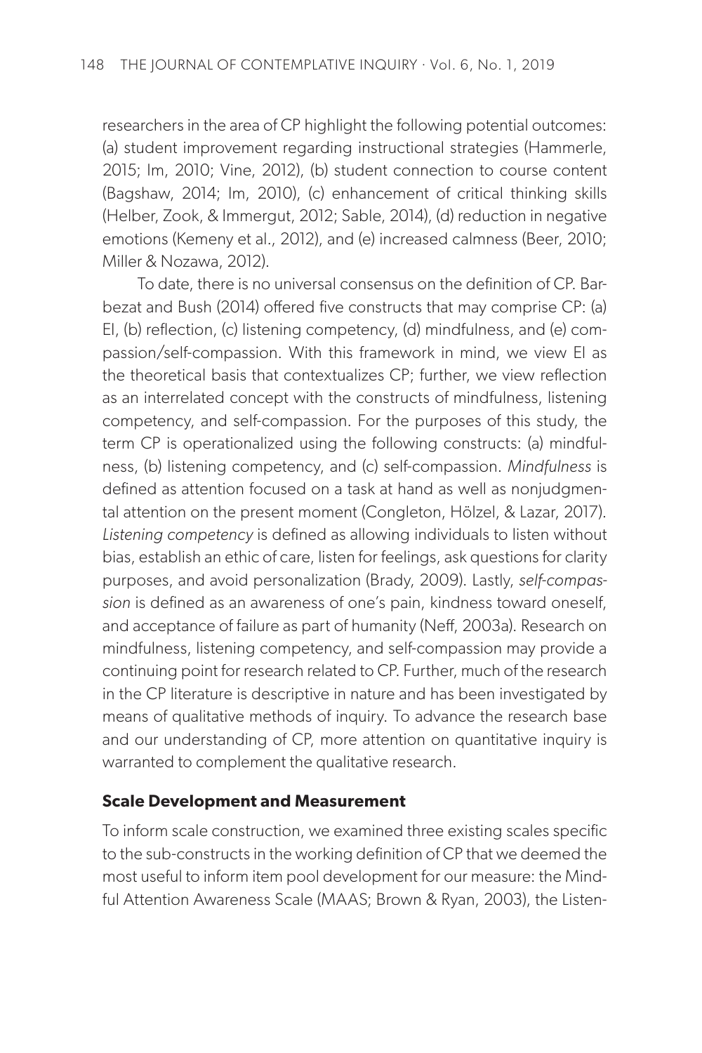researchers in the area of CP highlight the following potential outcomes: (a) student improvement regarding instructional strategies (Hammerle, 2015; Im, 2010; Vine, 2012), (b) student connection to course content (Bagshaw, 2014; Im, 2010), (c) enhancement of critical thinking skills (Helber, Zook, & Immergut, 2012; Sable, 2014), (d) reduction in negative emotions (Kemeny et al., 2012), and (e) increased calmness (Beer, 2010; Miller & Nozawa, 2012).

To date, there is no universal consensus on the definition of CP. Barbezat and Bush (2014) offered five constructs that may comprise CP: (a) EI, (b) reflection, (c) listening competency, (d) mindfulness, and (e) compassion/self-compassion. With this framework in mind, we view EI as the theoretical basis that contextualizes CP; further, we view reflection as an interrelated concept with the constructs of mindfulness, listening competency, and self-compassion. For the purposes of this study, the term CP is operationalized using the following constructs: (a) mindfulness, (b) listening competency, and (c) self-compassion. *Mindfulness* is defined as attention focused on a task at hand as well as nonjudgmental attention on the present moment (Congleton, Hölzel, & Lazar, 2017). *Listening competency* is defined as allowing individuals to listen without bias, establish an ethic of care, listen for feelings, ask questions for clarity purposes, and avoid personalization (Brady, 2009). Lastly, *self-compassion* is defined as an awareness of one's pain, kindness toward oneself, and acceptance of failure as part of humanity (Neff, 2003a). Research on mindfulness, listening competency, and self-compassion may provide a continuing point for research related to CP. Further, much of the research in the CP literature is descriptive in nature and has been investigated by means of qualitative methods of inquiry. To advance the research base and our understanding of CP, more attention on quantitative inquiry is warranted to complement the qualitative research.

### Scale Development and Measurement

To inform scale construction, we examined three existing scales specific to the sub-constructs in the working definition of CP that we deemed the most useful to inform item pool development for our measure: the Mindful Attention Awareness Scale (MAAS; Brown & Ryan, 2003), the Listen-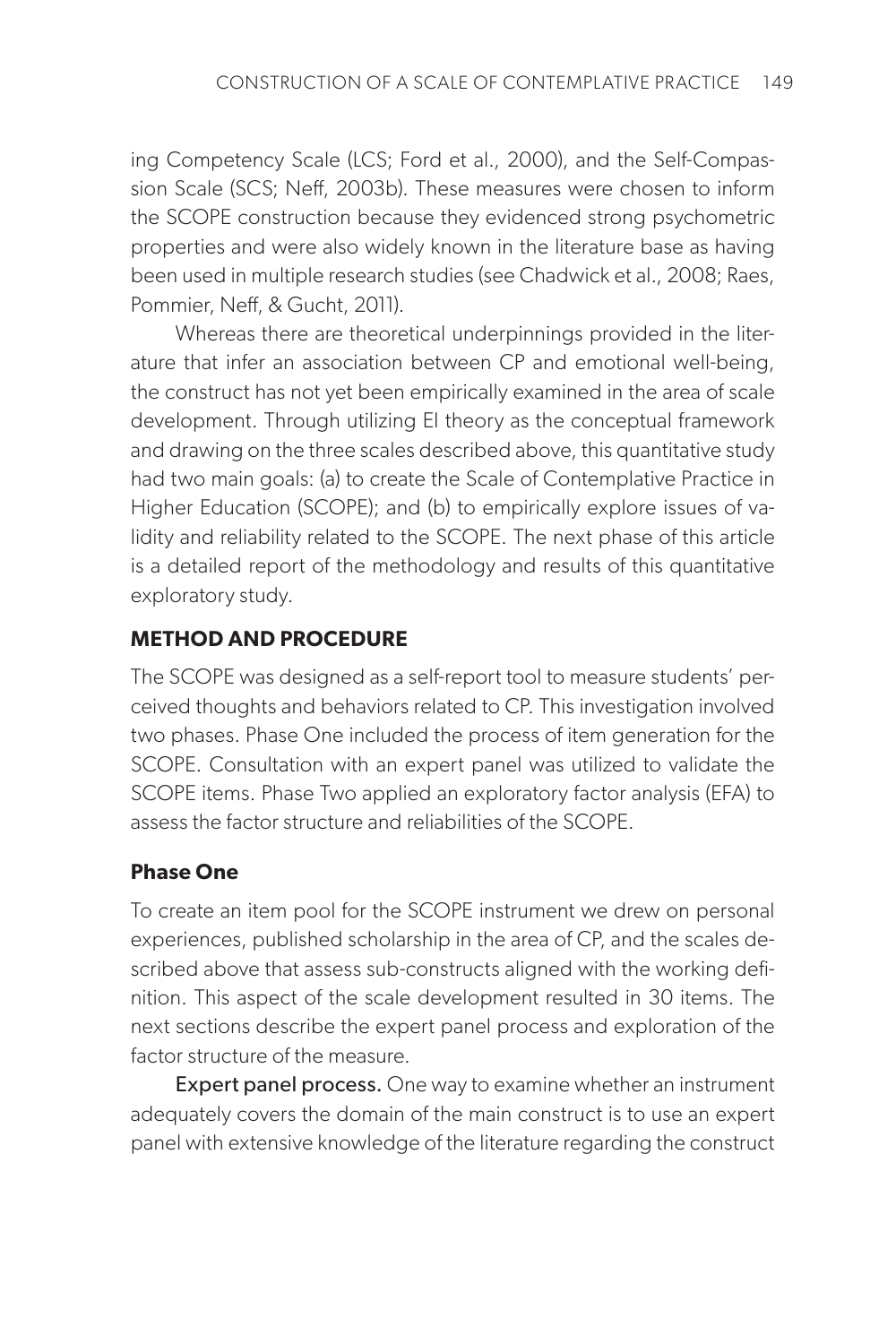ing Competency Scale (LCS; Ford et al., 2000), and the Self-Compassion Scale (SCS; Neff, 2003b). These measures were chosen to inform the SCOPE construction because they evidenced strong psychometric properties and were also widely known in the literature base as having been used in multiple research studies (see Chadwick et al., 2008; Raes, Pommier, Neff, & Gucht, 2011).

Whereas there are theoretical underpinnings provided in the literature that infer an association between CP and emotional well-being, the construct has not yet been empirically examined in the area of scale development. Through utilizing EI theory as the conceptual framework and drawing on the three scales described above, this quantitative study had two main goals: (a) to create the Scale of Contemplative Practice in Higher Education (SCOPE); and (b) to empirically explore issues of validity and reliability related to the SCOPE. The next phase of this article is a detailed report of the methodology and results of this quantitative exploratory study.

## METHOD AND PROCEDURE

The SCOPE was designed as a self-report tool to measure students' perceived thoughts and behaviors related to CP. This investigation involved two phases. Phase One included the process of item generation for the SCOPE. Consultation with an expert panel was utilized to validate the SCOPE items. Phase Two applied an exploratory factor analysis (EFA) to assess the factor structure and reliabilities of the SCOPE.

### Phase One

To create an item pool for the SCOPE instrument we drew on personal experiences, published scholarship in the area of CP, and the scales described above that assess sub-constructs aligned with the working definition. This aspect of the scale development resulted in 30 items. The next sections describe the expert panel process and exploration of the factor structure of the measure.

**Expert panel process.** One way to examine whether an instrument adequately covers the domain of the main construct is to use an expert panel with extensive knowledge of the literature regarding the construct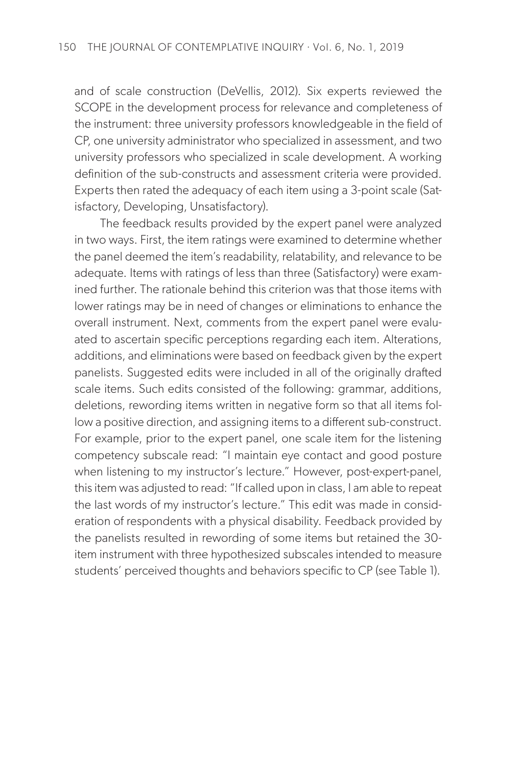and of scale construction (DeVellis, 2012). Six experts reviewed the SCOPE in the development process for relevance and completeness of the instrument: three university professors knowledgeable in the field of CP, one university administrator who specialized in assessment, and two university professors who specialized in scale development. A working definition of the sub-constructs and assessment criteria were provided. Experts then rated the adequacy of each item using a 3-point scale (Satisfactory, Developing, Unsatisfactory).

The feedback results provided by the expert panel were analyzed in two ways. First, the item ratings were examined to determine whether the panel deemed the item's readability, relatability, and relevance to be adequate. Items with ratings of less than three (Satisfactory) were examined further. The rationale behind this criterion was that those items with lower ratings may be in need of changes or eliminations to enhance the overall instrument. Next, comments from the expert panel were evaluated to ascertain specific perceptions regarding each item. Alterations, additions, and eliminations were based on feedback given by the expert panelists. Suggested edits were included in all of the originally drafted scale items. Such edits consisted of the following: grammar, additions, deletions, rewording items written in negative form so that all items follow a positive direction, and assigning items to a different sub-construct. For example, prior to the expert panel, one scale item for the listening competency subscale read: "I maintain eye contact and good posture when listening to my instructor's lecture." However, post-expert-panel, this item was adjusted to read: "If called upon in class, I am able to repeat the last words of my instructor's lecture." This edit was made in consideration of respondents with a physical disability. Feedback provided by the panelists resulted in rewording of some items but retained the 30-item instrument with three hypothesized subscales intended to measure students' perceived thoughts and behaviors specific to CP (see Table 1).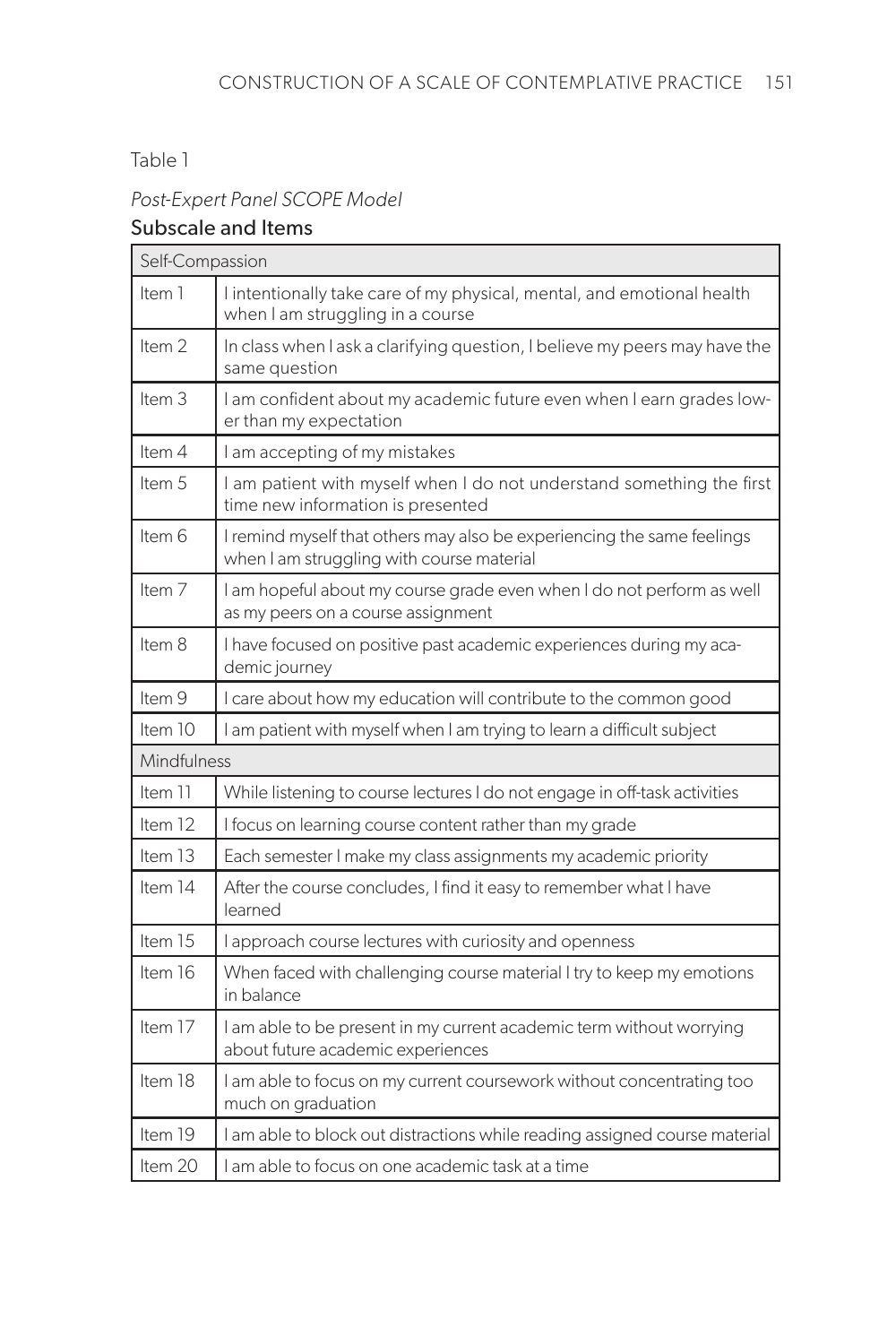Table 1

*Post-Expert Panel SCOPE Model*

Subscale and Items

| Self-Compassion | |
|---|---|
| Item 1 | I intentionally take care of my physical, mental, and emotional health when I am struggling in a course |
| Item 2 | In class when I ask a clarifying question, I believe my peers may have the same question |
| Item 3 | I am confident about my academic future even when I earn grades lower than my expectation |
| Item 4 | I am accepting of my mistakes |
| Item 5 | I am patient with myself when I do not understand something the first time new information is presented |
| Item 6 | I remind myself that others may also be experiencing the same feelings when I am struggling with course material |
| Item 7 | I am hopeful about my course grade even when I do not perform as well as my peers on a course assignment |
| Item 8 | I have focused on positive past academic experiences during my academic journey |
| Item 9 | I care about how my education will contribute to the common good |
| Item 10 | I am patient with myself when I am trying to learn a difficult subject |
| **Mindfulness** | |
| Item 11 | While listening to course lectures I do not engage in off-task activities |
| Item 12 | I focus on learning course content rather than my grade |
| Item 13 | Each semester I make my class assignments my academic priority |
| Item 14 | After the course concludes, I find it easy to remember what I have learned |
| Item 15 | I approach course lectures with curiosity and openness |
| Item 16 | When faced with challenging course material I try to keep my emotions in balance |
| Item 17 | I am able to be present in my current academic term without worrying about future academic experiences |
| Item 18 | I am able to focus on my current coursework without concentrating too much on graduation |
| Item 19 | I am able to block out distractions while reading assigned course material |
| Item 20 | I am able to focus on one academic task at a time |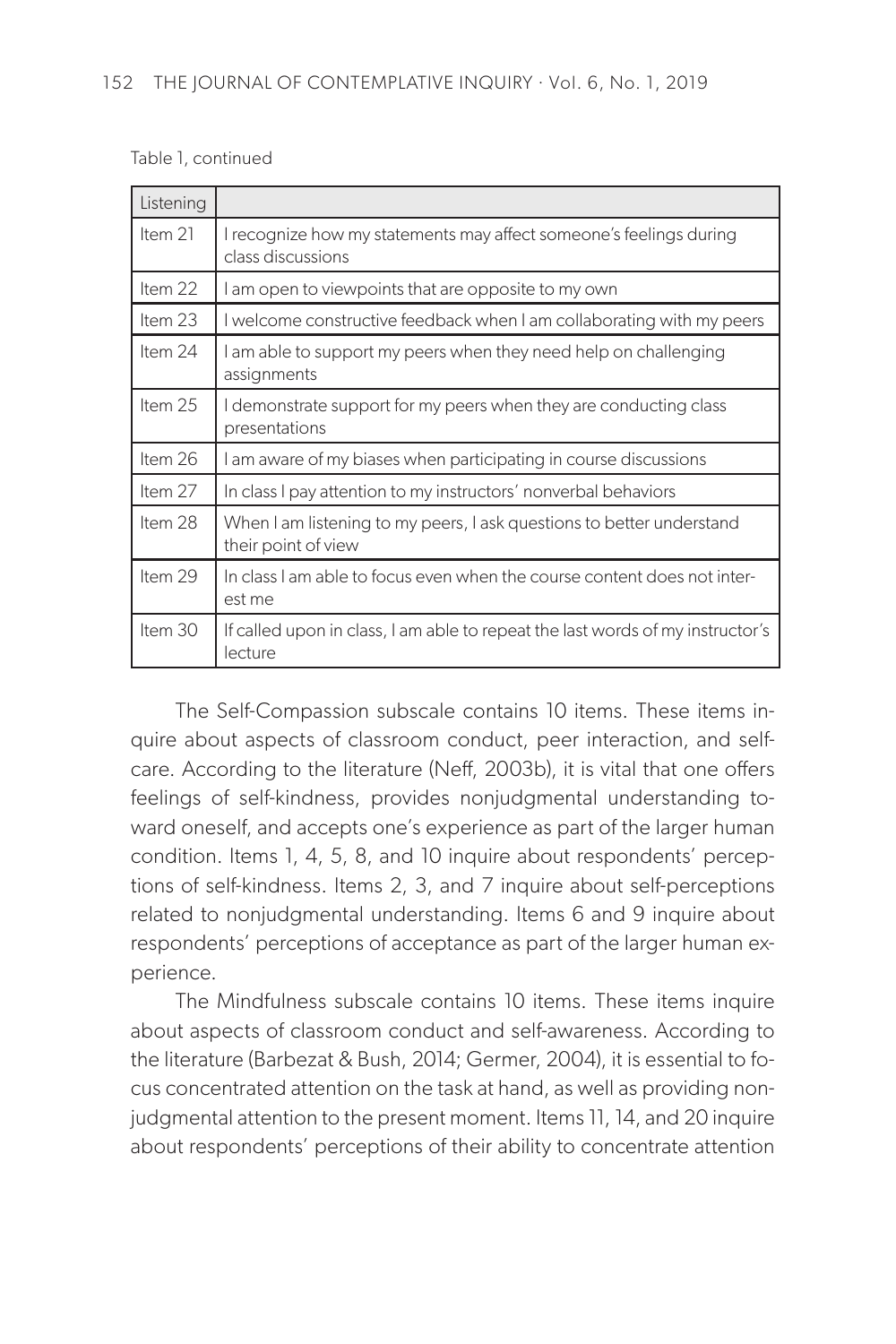Table 1, continued

| Listening | |
|---|---|
| Item 21 | I recognize how my statements may affect someone's feelings during class discussions |
| Item 22 | I am open to viewpoints that are opposite to my own |
| Item 23 | I welcome constructive feedback when I am collaborating with my peers |
| Item 24 | I am able to support my peers when they need help on challenging assignments |
| Item 25 | I demonstrate support for my peers when they are conducting class presentations |
| Item 26 | I am aware of my biases when participating in course discussions |
| Item 27 | In class I pay attention to my instructors' nonverbal behaviors |
| Item 28 | When I am listening to my peers, I ask questions to better understand their point of view |
| Item 29 | In class I am able to focus even when the course content does not interest me |
| Item 30 | If called upon in class, I am able to repeat the last words of my instructor's lecture |

The Self-Compassion subscale contains 10 items. These items inquire about aspects of classroom conduct, peer interaction, and self-care. According to the literature (Neff, 2003b), it is vital that one offers feelings of self-kindness, provides nonjudgmental understanding toward oneself, and accepts one's experience as part of the larger human condition. Items 1, 4, 5, 8, and 10 inquire about respondents' perceptions of self-kindness. Items 2, 3, and 7 inquire about self-perceptions related to nonjudgmental understanding. Items 6 and 9 inquire about respondents' perceptions of acceptance as part of the larger human experience.

The Mindfulness subscale contains 10 items. These items inquire about aspects of classroom conduct and self-awareness. According to the literature (Barbezat & Bush, 2014; Germer, 2004), it is essential to focus concentrated attention on the task at hand, as well as providing nonjudgmental attention to the present moment. Items 11, 14, and 20 inquire about respondents' perceptions of their ability to concentrate attention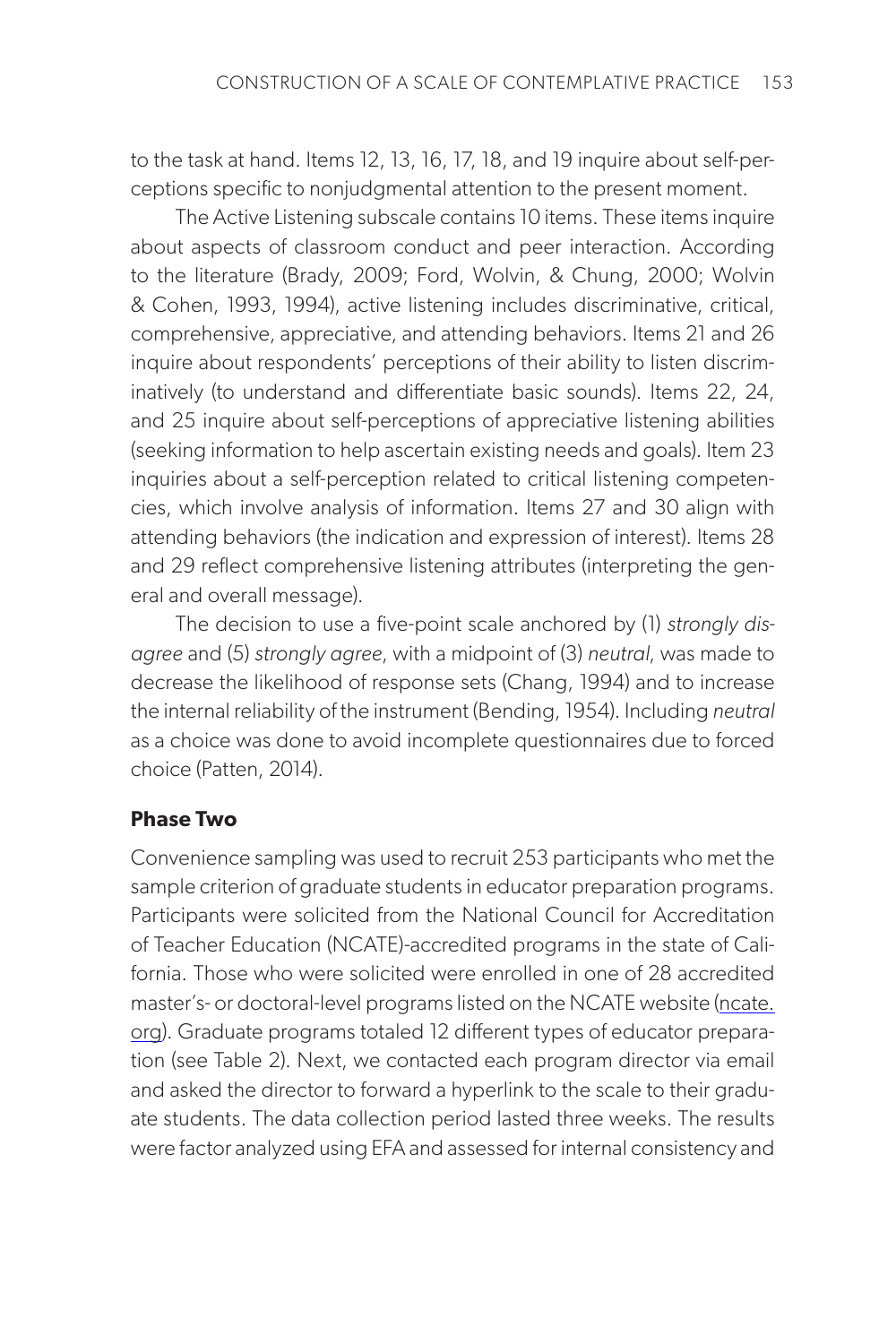to the task at hand. Items 12, 13, 16, 17, 18, and 19 inquire about self-perceptions specific to nonjudgmental attention to the present moment.

The Active Listening subscale contains 10 items. These items inquire about aspects of classroom conduct and peer interaction. According to the literature (Brady, 2009; Ford, Wolvin, & Chung, 2000; Wolvin & Cohen, 1993, 1994), active listening includes discriminative, critical, comprehensive, appreciative, and attending behaviors. Items 21 and 26 inquire about respondents' perceptions of their ability to listen discriminatively (to understand and differentiate basic sounds). Items 22, 24, and 25 inquire about self-perceptions of appreciative listening abilities (seeking information to help ascertain existing needs and goals). Item 23 inquiries about a self-perception related to critical listening competencies, which involve analysis of information. Items 27 and 30 align with attending behaviors (the indication and expression of interest). Items 28 and 29 reflect comprehensive listening attributes (interpreting the general and overall message).

The decision to use a five-point scale anchored by (1) *strongly disagree* and (5) *strongly agree*, with a midpoint of (3) *neutral*, was made to decrease the likelihood of response sets (Chang, 1994) and to increase the internal reliability of the instrument (Bending, 1954). Including *neutral* as a choice was done to avoid incomplete questionnaires due to forced choice (Patten, 2014).

### Phase Two

Convenience sampling was used to recruit 253 participants who met the sample criterion of graduate students in educator preparation programs. Participants were solicited from the National Council for Accreditation of Teacher Education (NCATE)-accredited programs in the state of California. Those who were solicited were enrolled in one of 28 accredited master's- or doctoral-level programs listed on the NCATE website (ncate.org). Graduate programs totaled 12 different types of educator preparation (see Table 2). Next, we contacted each program director via email and asked the director to forward a hyperlink to the scale to their graduate students. The data collection period lasted three weeks. The results were factor analyzed using EFA and assessed for internal consistency and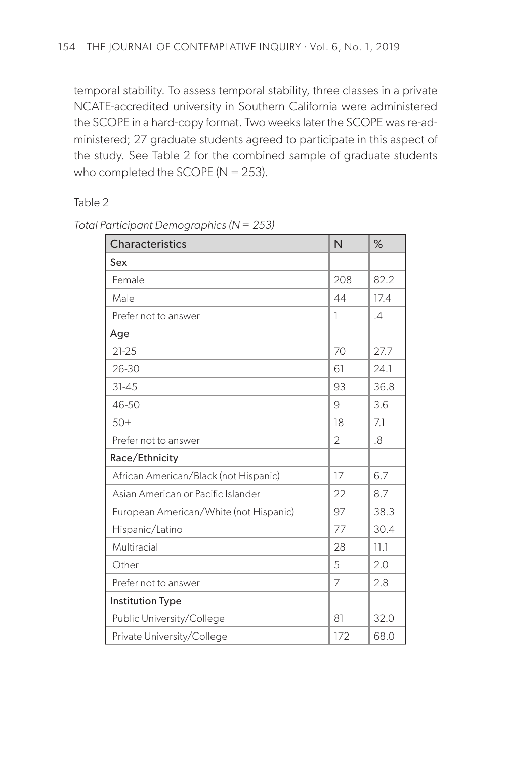temporal stability. To assess temporal stability, three classes in a private NCATE-accredited university in Southern California were administered the SCOPE in a hard-copy format. Two weeks later the SCOPE was re-administered; 27 graduate students agreed to participate in this aspect of the study. See Table 2 for the combined sample of graduate students who completed the SCOPE (N = 253).

Table 2

*Total Participant Demographics (N = 253)*

| Characteristics | N | % |
|---|---|---|
| Sex | | |
| Female | 208 | 82.2 |
| Male | 44 | 17.4 |
| Prefer not to answer | 1 | .4 |
| Age | | |
| 21-25 | 70 | 27.7 |
| 26-30 | 61 | 24.1 |
| 31-45 | 93 | 36.8 |
| 46-50 | 9 | 3.6 |
| 50+ | 18 | 7.1 |
| Prefer not to answer | 2 | .8 |
| Race/Ethnicity | | |
| African American/Black (not Hispanic) | 17 | 6.7 |
| Asian American or Pacific Islander | 22 | 8.7 |
| European American/White (not Hispanic) | 97 | 38.3 |
| Hispanic/Latino | 77 | 30.4 |
| Multiracial | 28 | 11.1 |
| Other | 5 | 2.0 |
| Prefer not to answer | 7 | 2.8 |
| Institution Type | | |
| Public University/College | 81 | 32.0 |
| Private University/College | 172 | 68.0 |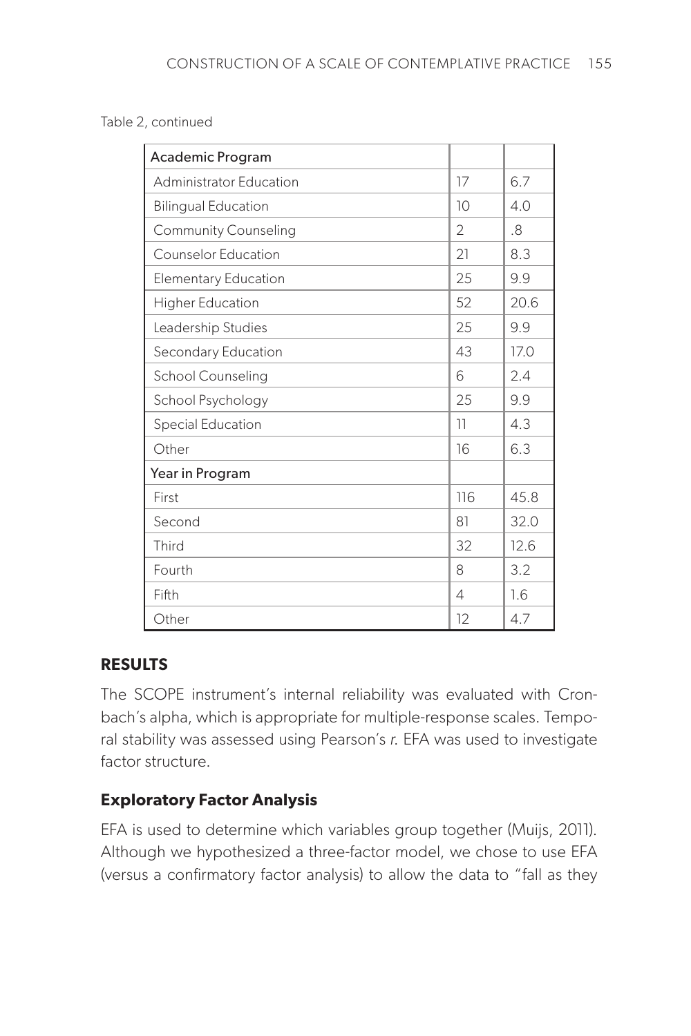Table 2, continued

| Academic Program | | |
|---|---|---|
| Administrator Education | 17 | 6.7 |
| Bilingual Education | 10 | 4.0 |
| Community Counseling | 2 | .8 |
| Counselor Education | 21 | 8.3 |
| Elementary Education | 25 | 9.9 |
| Higher Education | 52 | 20.6 |
| Leadership Studies | 25 | 9.9 |
| Secondary Education | 43 | 17.0 |
| School Counseling | 6 | 2.4 |
| School Psychology | 25 | 9.9 |
| Special Education | 11 | 4.3 |
| Other | 16 | 6.3 |
| Year in Program | | |
| First | 116 | 45.8 |
| Second | 81 | 32.0 |
| Third | 32 | 12.6 |
| Fourth | 8 | 3.2 |
| Fifth | 4 | 1.6 |
| Other | 12 | 4.7 |

## RESULTS

The SCOPE instrument's internal reliability was evaluated with Cronbach's alpha, which is appropriate for multiple-response scales. Temporal stability was assessed using Pearson's *r*. EFA was used to investigate factor structure.

### Exploratory Factor Analysis

EFA is used to determine which variables group together (Muijs, 2011). Although we hypothesized a three-factor model, we chose to use EFA (versus a confirmatory factor analysis) to allow the data to "fall as they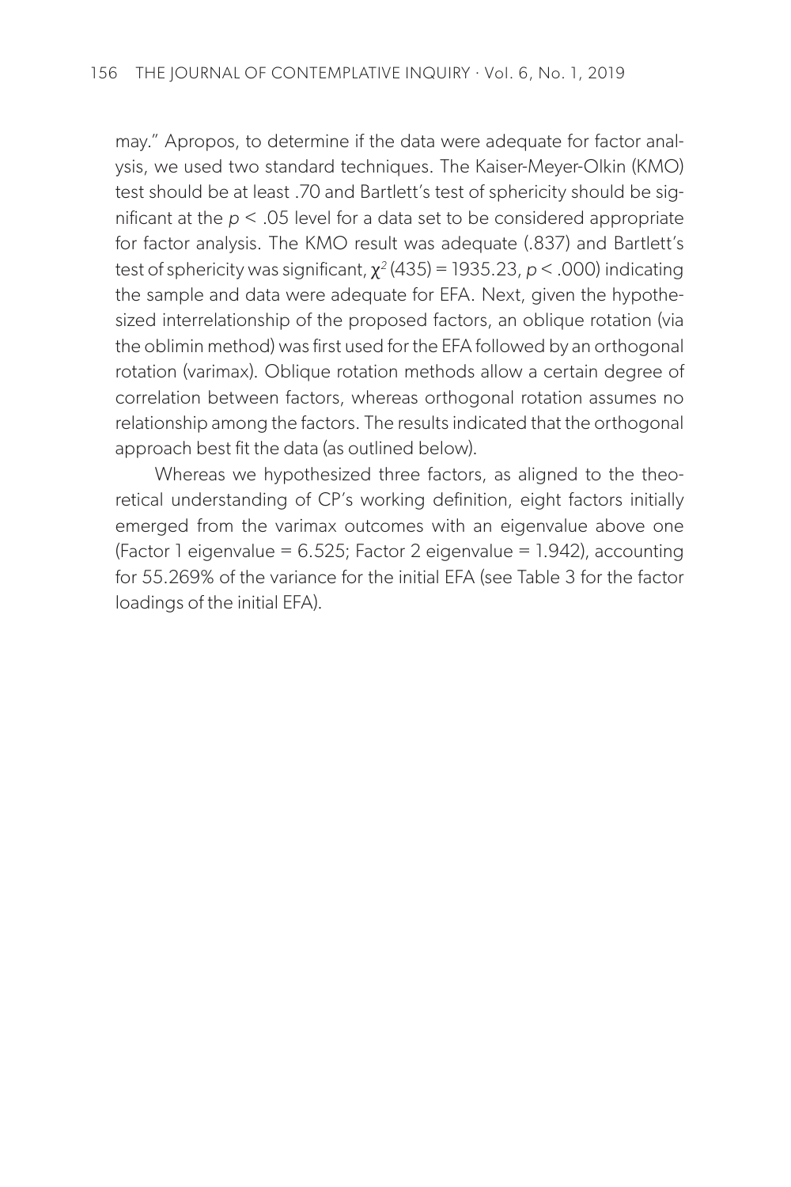may." Apropos, to determine if the data were adequate for factor analysis, we used two standard techniques. The Kaiser-Meyer-Olkin (KMO) test should be at least .70 and Bartlett's test of sphericity should be significant at the $p < .05$ level for a data set to be considered appropriate for factor analysis. The KMO result was adequate (.837) and Bartlett's test of sphericity was significant, $\chi^2(435) = 1935.23$, $p < .000$) indicating the sample and data were adequate for EFA. Next, given the hypothesized interrelationship of the proposed factors, an oblique rotation (via the oblimin method) was first used for the EFA followed by an orthogonal rotation (varimax). Oblique rotation methods allow a certain degree of correlation between factors, whereas orthogonal rotation assumes no relationship among the factors. The results indicated that the orthogonal approach best fit the data (as outlined below).

Whereas we hypothesized three factors, as aligned to the theoretical understanding of CP's working definition, eight factors initially emerged from the varimax outcomes with an eigenvalue above one (Factor 1 eigenvalue = 6.525; Factor 2 eigenvalue = 1.942), accounting for 55.269% of the variance for the initial EFA (see Table 3 for the factor loadings of the initial EFA).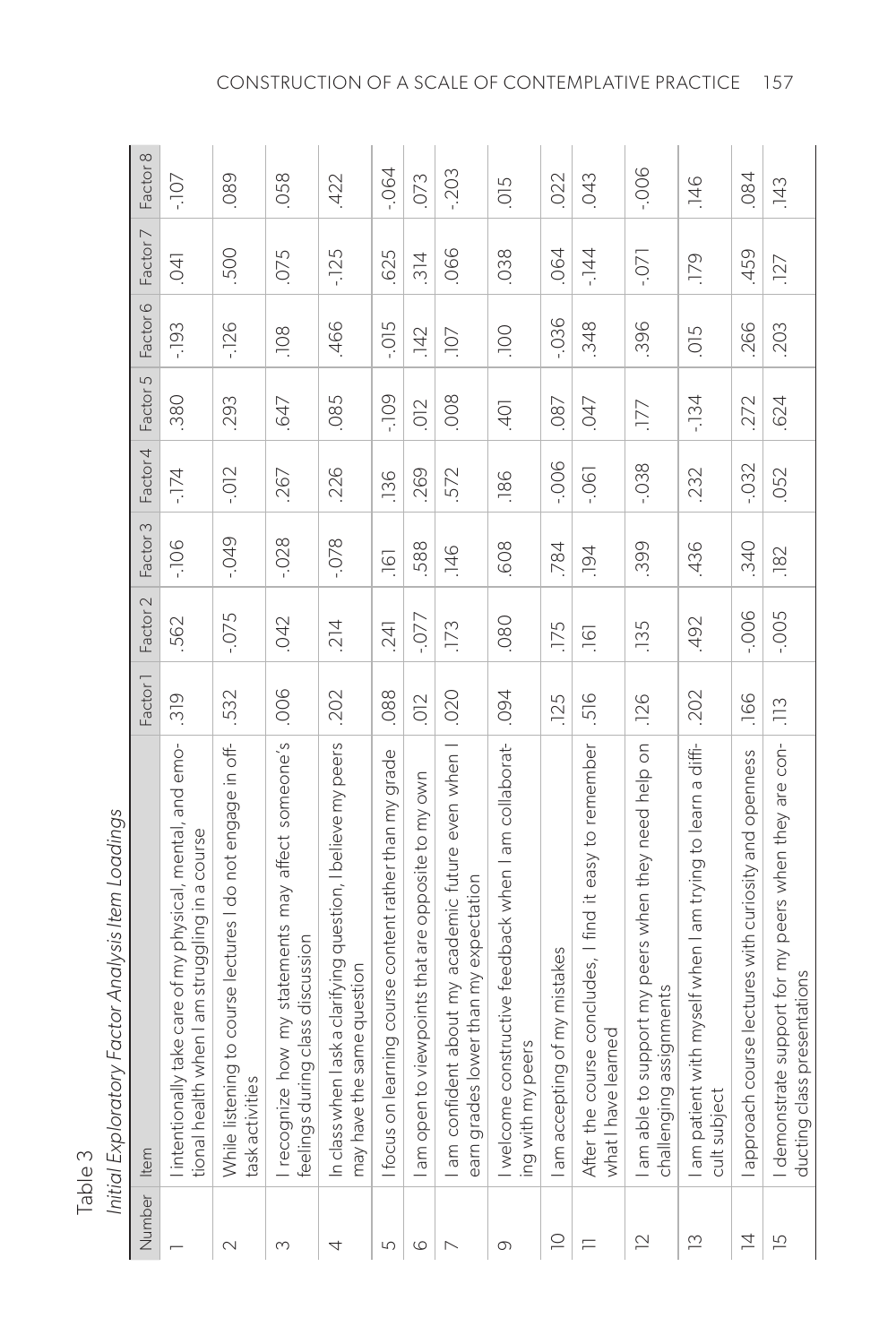Table 3

*Initial Exploratory Factor Analysis Item Loadings*

| Number | Item | Factor 1 | Factor 2 | Factor 3 | Factor 4 | Factor 5 | Factor 6 | Factor 7 | Factor 8 |
|---|---|---|---|---|---|---|---|---|---|
| 1 | I intentionally take care of my physical, mental, and emotional health when I am struggling in a course | .319 | .562 | -.106 | -.174 | .380 | -.193 | .041 | -.107 |
| 2 | While listening to course lectures I do not engage in off-task activities | .532 | -.075 | -.049 | -.012 | .293 | -.126 | .500 | .089 |
| 3 | I recognize how my statements may affect someone's feelings during class discussion | .006 | .042 | -.028 | .267 | .647 | .108 | .075 | .058 |
| 4 | In class when I ask a clarifying question, I believe my peers may have the same question | .202 | .214 | -.078 | .226 | .085 | .466 | -.125 | .422 |
| 5 | I focus on learning course content rather than my grade | .088 | .241 | .161 | .136 | -.109 | -.015 | .625 | -.064 |
| 6 | I am open to viewpoints that are opposite to my own | .012 | -.077 | .588 | .269 | .012 | .142 | .314 | .073 |
| 7 | I am confident about my academic future even when I earn grades lower than my expectation | .020 | .173 | .146 | .572 | .008 | .107 | .066 | -.203 |
| 9 | I welcome constructive feedback when I am collaborating with my peers | .094 | .080 | .608 | .186 | .401 | .100 | .038 | .015 |
| 10 | I am accepting of my mistakes | .125 | .175 | .784 | -.006 | .087 | -.036 | .064 | .022 |
| 11 | After the course concludes, I find it easy to remember what I have learned | .516 | .161 | .194 | -.061 | .047 | .348 | -.144 | .043 |
| 12 | I am able to support my peers when they need help on challenging assignments | .126 | .135 | .399 | -.038 | .177 | .396 | -.071 | -.006 |
| 13 | I am patient with myself when I am trying to learn a difficult subject | .202 | .492 | .436 | .232 | -.134 | .015 | .179 | .146 |
| 14 | I approach course lectures with curiosity and openness | .166 | -.006 | .340 | -.032 | .272 | .266 | .459 | .084 |
| 15 | I demonstrate support for my peers when they are conducting class presentations | .113 | -.005 | .182 | .052 | .624 | .203 | .127 | .143 |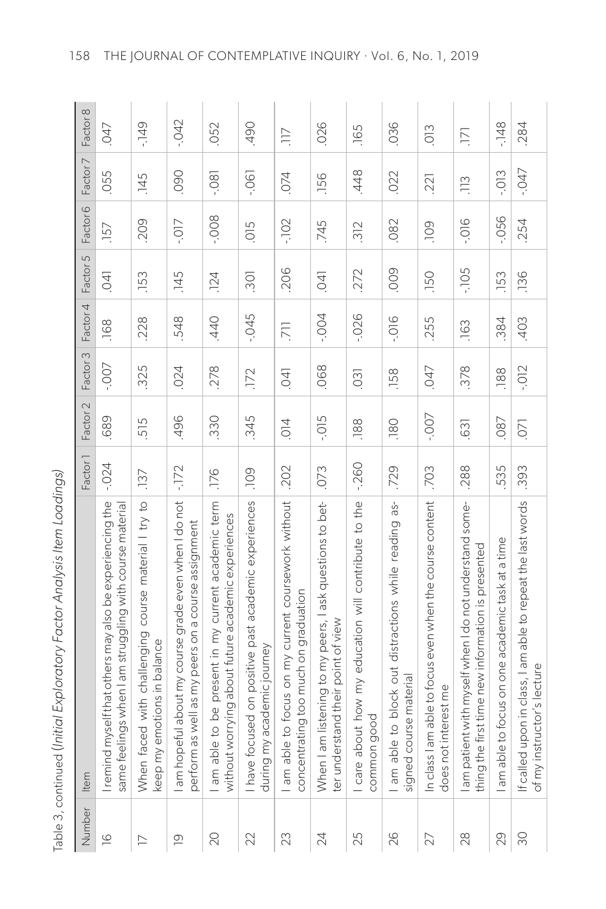Table 3, continued (*Initial Exploratory Factor Analysis Item Loadings*)

| Number | Item | Factor 1 | Factor 2 | Factor 3 | Factor 4 | Factor 5 | Factor 6 | Factor 7 | Factor 8 |
|---|---|---|---|---|---|---|---|---|---|
| 16 | I remind myself that others may also be experiencing the same feelings when I am struggling with course material | -.024 | .689 | -.007 | .168 | .041 | .157 | .055 | .047 |
| 17 | When faced with challenging course material I try to keep my emotions in balance | .137 | .515 | .325 | .228 | .153 | .209 | .145 | -.149 |
| 19 | I am hopeful about my course grade even when I do not perform as well as my peers on a course assignment | -.172 | .496 | .024 | .548 | .145 | -.017 | .090 | -.042 |
| 20 | I am able to be present in my current academic term without worrying about future academic experiences | .176 | .330 | .278 | .440 | .124 | -.008 | -.081 | .052 |
| 22 | I have focused on positive past academic experiences during my academic journey | .109 | .345 | .172 | -.045 | .301 | .015 | -.061 | .490 |
| 23 | I am able to focus on my current coursework without concentrating too much on graduation | .202 | .014 | .041 | .711 | .206 | -.102 | .074 | .117 |
| 24 | When I am listening to my peers, I ask questions to better understand their point of view | .073 | -.015 | .068 | -.004 | .041 | .745 | .156 | .026 |
| 25 | I care about how my education will contribute to the common good | -.260 | .188 | .031 | -.026 | .272 | .312 | .448 | .165 |
| 26 | I am able to block out distractions while reading assigned course material | .729 | .180 | .158 | -.016 | .009 | .082 | .022 | .036 |
| 27 | In class I am able to focus even when the course content does not interest me | .703 | -.007 | .047 | .255 | .150 | .109 | .221 | .013 |
| 28 | I am patient with myself when I do not understand something the first time new information is presented | .288 | .631 | .378 | .163 | -.105 | -.016 | .113 | .171 |
| 29 | I am able to focus on one academic task at a time | .535 | .087 | .188 | .384 | .153 | -.056 | -.013 | -.148 |
| 30 | If called upon in class, I am able to repeat the last words of my instructor's lecture | .393 | .071 | -.012 | .403 | .136 | .254 | -.047 | .284 |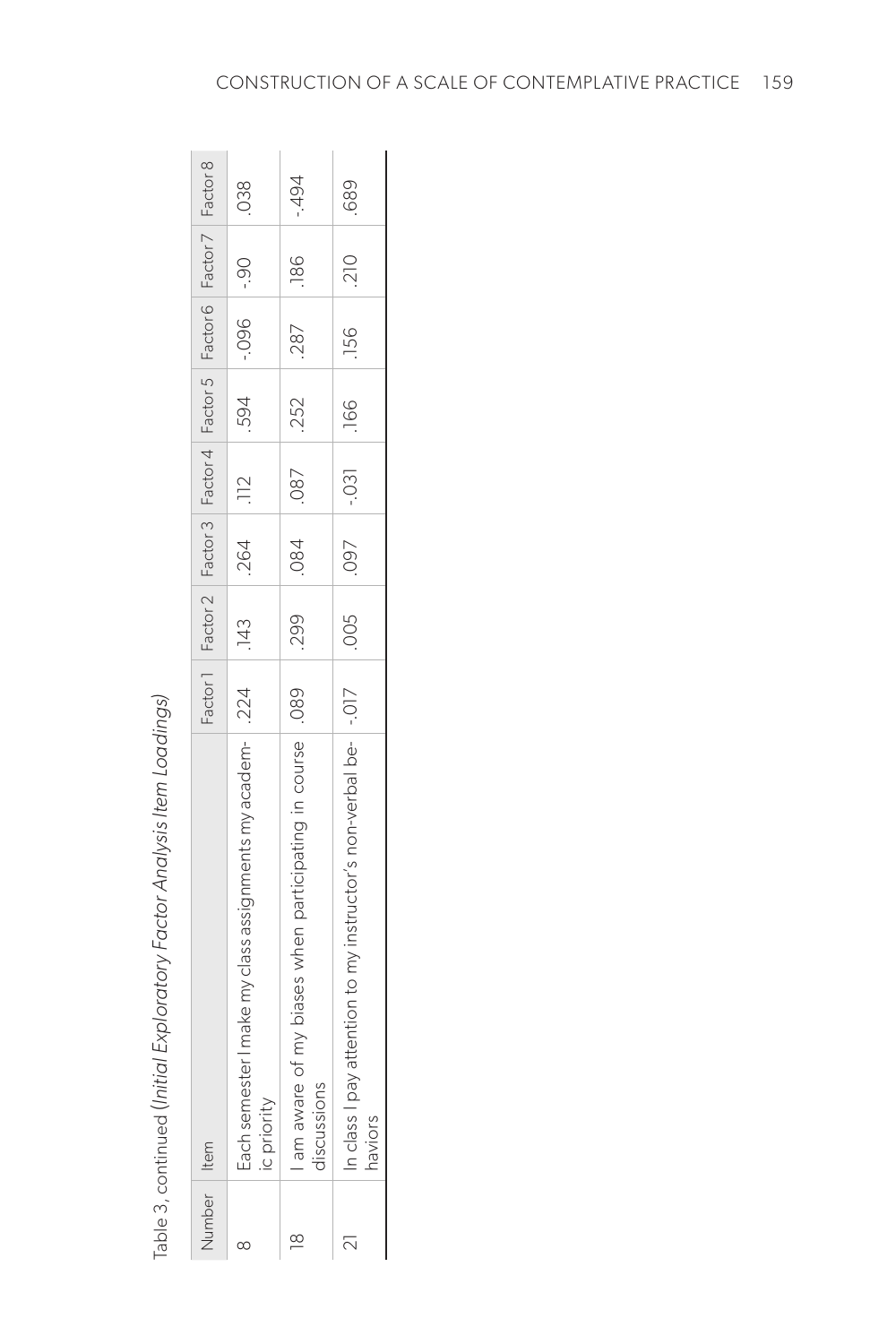Table 3, continued (*Initial Exploratory Factor Analysis Item Loadings*)

| Number | Item | Factor 1 | Factor 2 | Factor 3 | Factor 4 | Factor 5 | Factor 6 | Factor 7 | Factor 8 |
|---|---|---|---|---|---|---|---|---|---|
| 8 | Each semester I make my class assignments my academic priority | .224 | .143 | .264 | .112 | .594 | -.096 | -.90 | .038 |
| 18 | I am aware of my biases when participating in course discussions | .089 | .299 | .084 | .087 | .252 | .287 | .186 | -.494 |
| 21 | In class I pay attention to my instructor's non-verbal behaviors | -.017 | .005 | .097 | -.031 | .166 | .156 | .210 | .689 |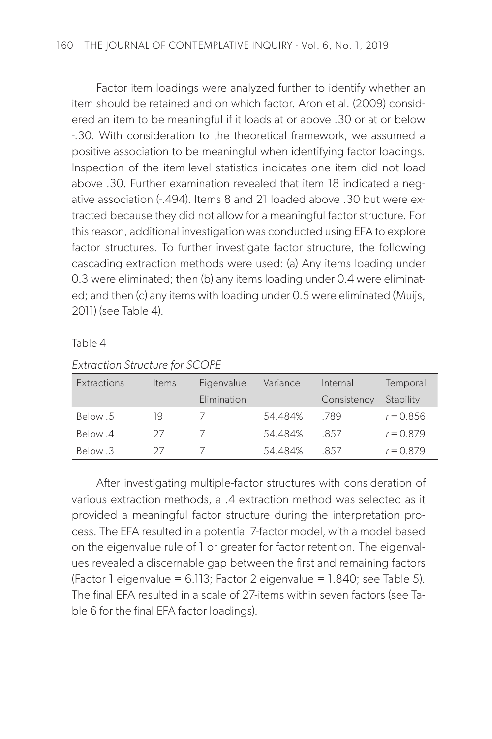Factor item loadings were analyzed further to identify whether an item should be retained and on which factor. Aron et al. (2009) considered an item to be meaningful if it loads at or above .30 or at or below -.30. With consideration to the theoretical framework, we assumed a positive association to be meaningful when identifying factor loadings. Inspection of the item-level statistics indicates one item did not load above .30. Further examination revealed that item 18 indicated a negative association (-.494). Items 8 and 21 loaded above .30 but were extracted because they did not allow for a meaningful factor structure. For this reason, additional investigation was conducted using EFA to explore factor structures. To further investigate factor structure, the following cascading extraction methods were used: (a) Any items loading under 0.3 were eliminated; then (b) any items loading under 0.4 were eliminated; and then (c) any items with loading under 0.5 were eliminated (Muijs, 2011) (see Table 4).

Table 4

*Extraction Structure for SCOPE*

| Extractions | Items | Eigenvalue Elimination | Variance | Internal Consistency | Temporal Stability |
|---|---|---|---|---|---|
| Below .5 | 19 | 7 | 54.484% | .789 | $r = 0.856$ |
| Below .4 | 27 | 7 | 54.484% | .857 | $r = 0.879$ |
| Below .3 | 27 | 7 | 54.484% | .857 | $r = 0.879$ |

After investigating multiple-factor structures with consideration of various extraction methods, a .4 extraction method was selected as it provided a meaningful factor structure during the interpretation process. The EFA resulted in a potential 7-factor model, with a model based on the eigenvalue rule of 1 or greater for factor retention. The eigenvalues revealed a discernable gap between the first and remaining factors (Factor 1 eigenvalue = 6.113; Factor 2 eigenvalue = 1.840; see Table 5). The final EFA resulted in a scale of 27-items within seven factors (see Table 6 for the final EFA factor loadings).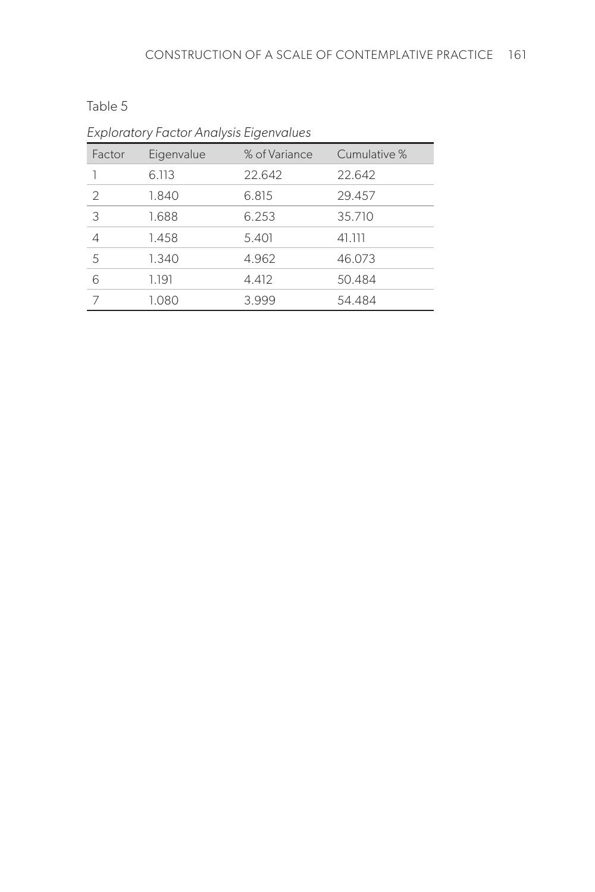Table 5

*Exploratory Factor Analysis Eigenvalues*

| Factor | Eigenvalue | % of Variance | Cumulative % |
|---|---|---|---|
| 1 | 6.113 | 22.642 | 22.642 |
| 2 | 1.840 | 6.815 | 29.457 |
| 3 | 1.688 | 6.253 | 35.710 |
| 4 | 1.458 | 5.401 | 41.111 |
| 5 | 1.340 | 4.962 | 46.073 |
| 6 | 1.191 | 4.412 | 50.484 |
| 7 | 1.080 | 3.999 | 54.484 |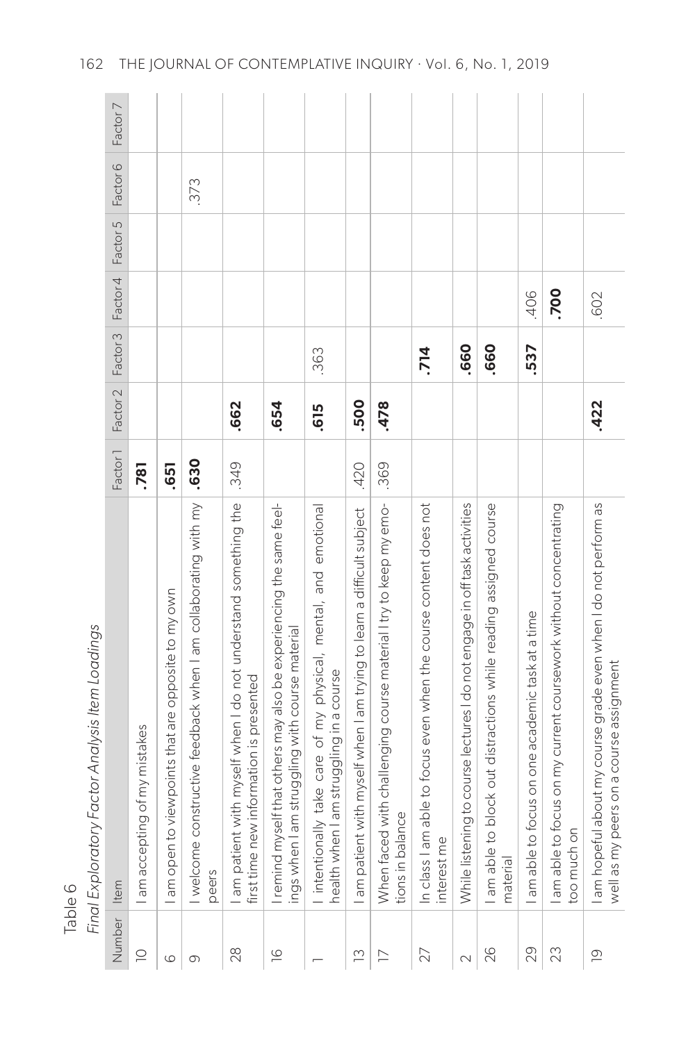Table 6

*Final Exploratory Factor Analysis Item Loadings*

| Number | Item | Factor 1 | Factor 2 | Factor 3 | Factor 4 | Factor 5 | Factor 6 | Factor 7 |
|---|---|---|---|---|---|---|---|---|
| 10 | I am accepting of my mistakes | **.781** | | | | | | |
| 6 | I am open to viewpoints that are opposite to my own | **.651** | | | | | | |
| 9 | I welcome constructive feedback when I am collaborating with my peers | **.630** | | | | | .373 | |
| 28 | I am patient with myself when I do not understand something the first time new information is presented | .349 | **.662** | | | | | |
| 16 | I remind myself that others may also be experiencing the same feelings when I am struggling with course material | | **.654** | | | | | |
| 1 | I intentionally take care of my physical, mental, and emotional health when I am struggling in a course | | **.615** | .363 | | | | |
| 13 | I am patient with myself when I am trying to learn a difficult subject | .420 | **.500** | | | | | |
| 17 | When faced with challenging course material I try to keep my emotions in balance | .369 | **.478** | | | | | |
| 27 | In class I am able to focus even when the course content does not interest me | | | **.714** | | | | |
| 2 | While listening to course lectures I do not engage in off task activities | | | **.660** | | | | |
| 26 | I am able to block out distractions while reading assigned course material | | | **.660** | | | | |
| 29 | I am able to focus on one academic task at a time | | | **.537** | .406 | | | |
| 23 | I am able to focus on my current coursework without concentrating too much on | | | | **.700** | | | |
| 19 | I am hopeful about my course grade even when I do not perform as well as my peers on a course assignment | | **.422** | | .602 | | | |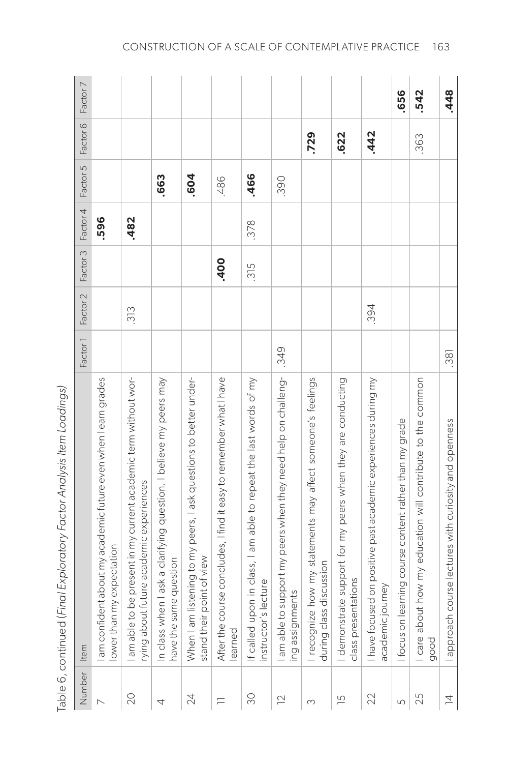Table 6, continued (*Final Exploratory Factor Analysis Item Loadings*)

| Number | Item | Factor 1 | Factor 2 | Factor 3 | Factor 4 | Factor 5 | Factor 6 | Factor 7 |
|---|---|---|---|---|---|---|---|---|
| 7 | I am confident about my academic future even when I earn grades lower than my expectation | | | | **.596** | | | |
| 20 | I am able to be present in my current academic term without worrying about future academic experiences | | .313 | | **.482** | | | |
| 4 | In class when I ask a clarifying question, I believe my peers may have the same question | | | | | **.663** | | |
| 24 | When I am listening to my peers, I ask questions to better understand their point of view | | | | | **.604** | | |
| 11 | After the course concludes, I find it easy to remember what I have learned | | | **.400** | | .486 | | |
| 30 | If called upon in class, I am able to repeat the last words of my instructor's lecture | | | .315 | .378 | **.466** | | |
| 12 | I am able to support my peers when they need help on challenging assignments | .349 | | | | .390 | | |
| 3 | I recognize how my statements may affect someone's feelings during class discussion | | | | | | **.729** | |
| 15 | I demonstrate support for my peers when they are conducting class presentations | | | | | | **.622** | |
| 22 | I have focused on positive past academic experiences during my academic journey | | .394 | | | | **.442** | |
| 5 | I focus on learning course content rather than my grade | | | | | | | **.656** |
| 25 | I care about how my education will contribute to the common good | | | | | | .363 | **.542** |
| 14 | I approach course lectures with curiosity and openness | .381 | | | | | | **.448** |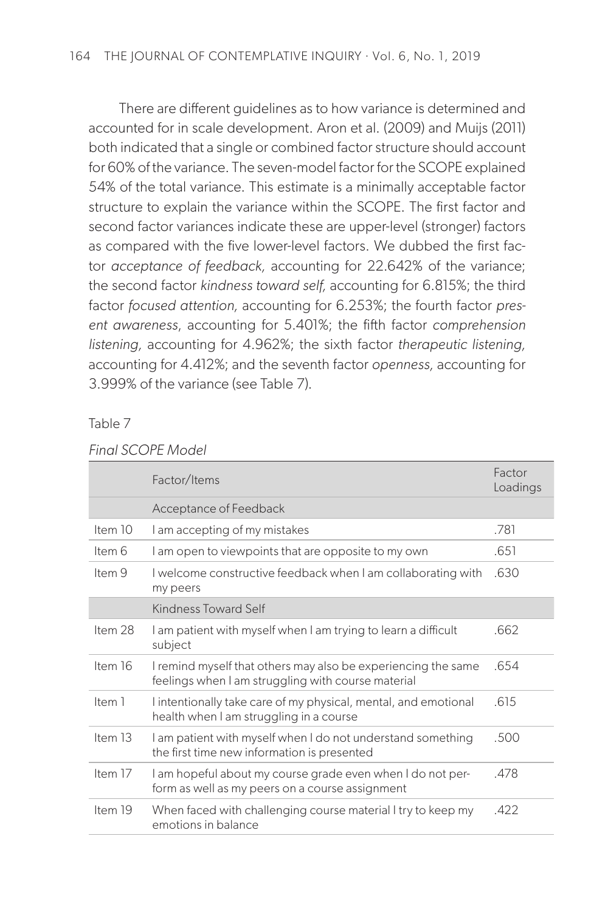There are different guidelines as to how variance is determined and accounted for in scale development. Aron et al. (2009) and Muijs (2011) both indicated that a single or combined factor structure should account for 60% of the variance. The seven-model factor for the SCOPE explained 54% of the total variance. This estimate is a minimally acceptable factor structure to explain the variance within the SCOPE. The first factor and second factor variances indicate these are upper-level (stronger) factors as compared with the five lower-level factors. We dubbed the first factor *acceptance of feedback,* accounting for 22.642% of the variance; the second factor *kindness toward self,* accounting for 6.815%; the third factor *focused attention,* accounting for 6.253%; the fourth factor *present awareness*, accounting for 5.401%; the fifth factor *comprehension listening,* accounting for 4.962%; the sixth factor *therapeutic listening,* accounting for 4.412%; and the seventh factor *openness,* accounting for 3.999% of the variance (see Table 7).

Table 7

*Final SCOPE Model*

| | Factor/Items | Factor Loadings |
|---|---|---|
| | Acceptance of Feedback | |
| Item 10 | I am accepting of my mistakes | .781 |
| Item 6 | I am open to viewpoints that are opposite to my own | .651 |
| Item 9 | I welcome constructive feedback when I am collaborating with my peers | .630 |
| | Kindness Toward Self | |
| Item 28 | I am patient with myself when I am trying to learn a difficult subject | .662 |
| Item 16 | I remind myself that others may also be experiencing the same feelings when I am struggling with course material | .654 |
| Item 1 | I intentionally take care of my physical, mental, and emotional health when I am struggling in a course | .615 |
| Item 13 | I am patient with myself when I do not understand something the first time new information is presented | .500 |
| Item 17 | I am hopeful about my course grade even when I do not perform as well as my peers on a course assignment | .478 |
| Item 19 | When faced with challenging course material I try to keep my emotions in balance | .422 |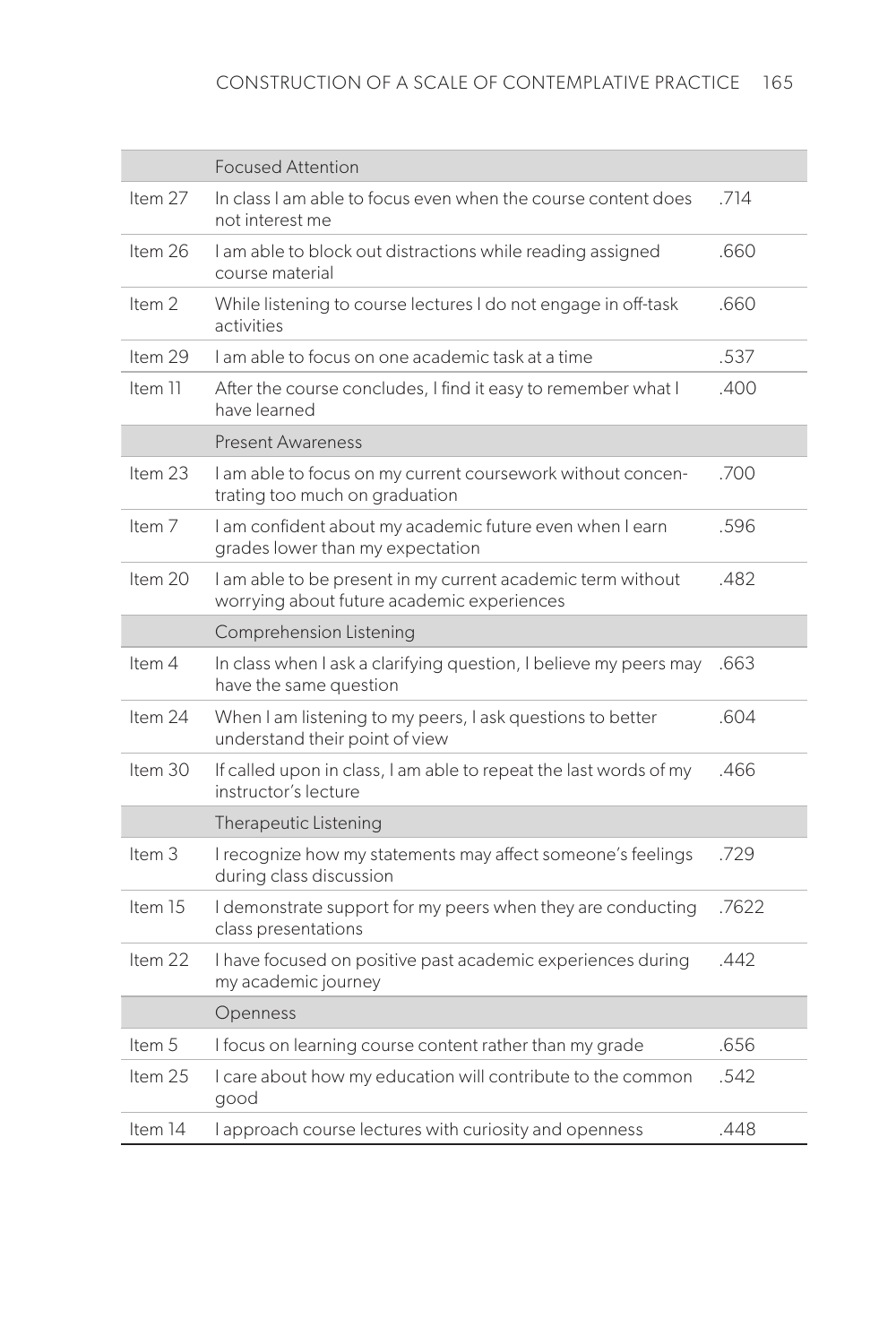| | | |
|---|---|---|
| | Focused Attention | |
| Item 27 | In class I am able to focus even when the course content does not interest me | .714 |
| Item 26 | I am able to block out distractions while reading assigned course material | .660 |
| Item 2 | While listening to course lectures I do not engage in off-task activities | .660 |
| Item 29 | I am able to focus on one academic task at a time | .537 |
| Item 11 | After the course concludes, I find it easy to remember what I have learned | .400 |
| | Present Awareness | |
| Item 23 | I am able to focus on my current coursework without concentrating too much on graduation | .700 |
| Item 7 | I am confident about my academic future even when I earn grades lower than my expectation | .596 |
| Item 20 | I am able to be present in my current academic term without worrying about future academic experiences | .482 |
| | Comprehension Listening | |
| Item 4 | In class when I ask a clarifying question, I believe my peers may have the same question | .663 |
| Item 24 | When I am listening to my peers, I ask questions to better understand their point of view | .604 |
| Item 30 | If called upon in class, I am able to repeat the last words of my instructor's lecture | .466 |
| | Therapeutic Listening | |
| Item 3 | I recognize how my statements may affect someone's feelings during class discussion | .729 |
| Item 15 | I demonstrate support for my peers when they are conducting class presentations | .7622 |
| Item 22 | I have focused on positive past academic experiences during my academic journey | .442 |
| | Openness | |
| Item 5 | I focus on learning course content rather than my grade | .656 |
| Item 25 | I care about how my education will contribute to the common good | .542 |
| Item 14 | I approach course lectures with curiosity and openness | .448 |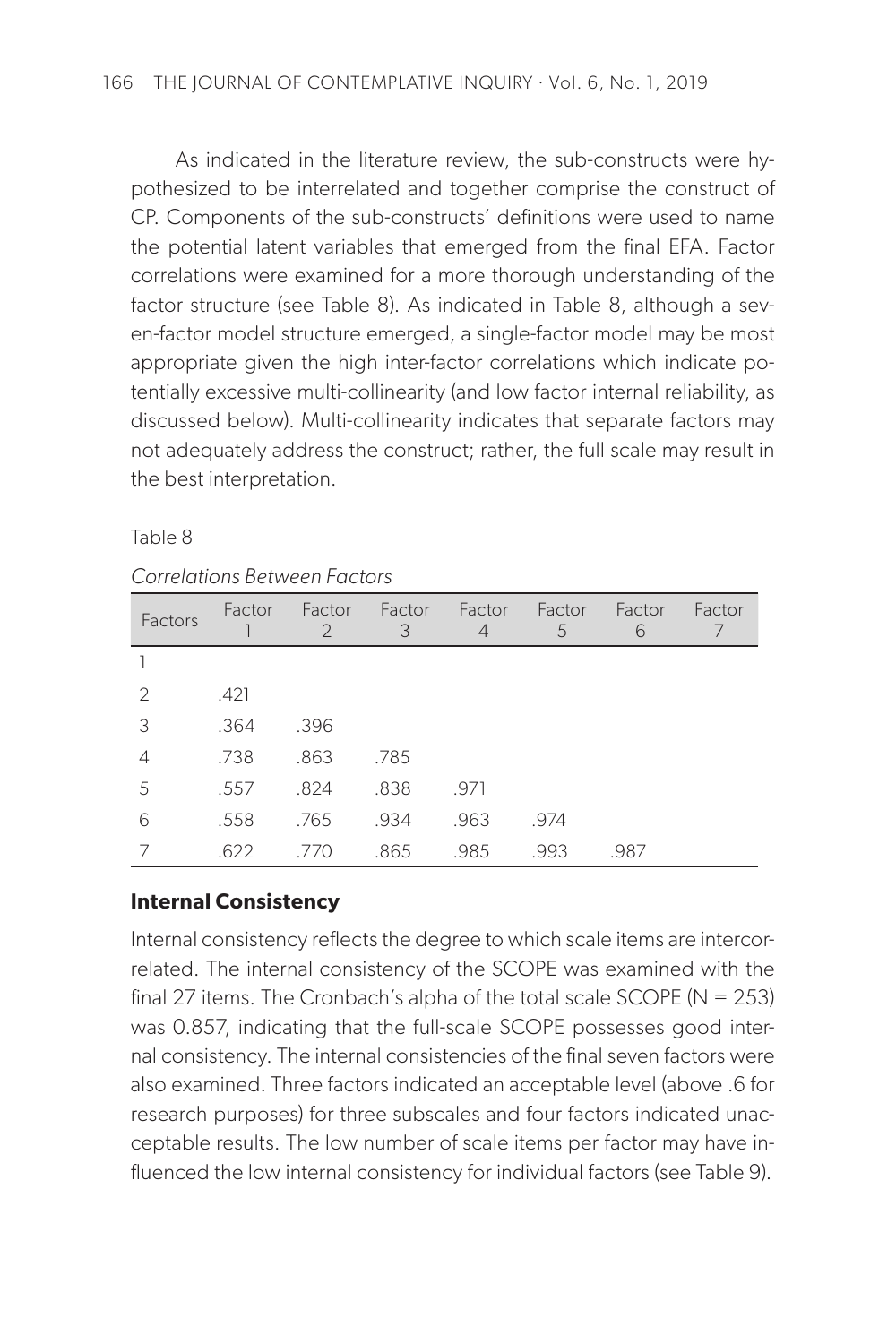As indicated in the literature review, the sub-constructs were hypothesized to be interrelated and together comprise the construct of CP. Components of the sub-constructs' definitions were used to name the potential latent variables that emerged from the final EFA. Factor correlations were examined for a more thorough understanding of the factor structure (see Table 8). As indicated in Table 8, although a seven-factor model structure emerged, a single-factor model may be most appropriate given the high inter-factor correlations which indicate potentially excessive multi-collinearity (and low factor internal reliability, as discussed below). Multi-collinearity indicates that separate factors may not adequately address the construct; rather, the full scale may result in the best interpretation.

Table 8

*Correlations Between Factors*

| Factors | Factor 1 | Factor 2 | Factor 3 | Factor 4 | Factor 5 | Factor 6 | Factor 7 |
|---|---|---|---|---|---|---|---|
| 1 | | | | | | | |
| 2 | .421 | | | | | | |
| 3 | .364 | .396 | | | | | |
| 4 | .738 | .863 | .785 | | | | |
| 5 | .557 | .824 | .838 | .971 | | | |
| 6 | .558 | .765 | .934 | .963 | .974 | | |
| 7 | .622 | .770 | .865 | .985 | .993 | .987 | |

## Internal Consistency

Internal consistency reflects the degree to which scale items are intercorrelated. The internal consistency of the SCOPE was examined with the final 27 items. The Cronbach's alpha of the total scale SCOPE (N = 253) was 0.857, indicating that the full-scale SCOPE possesses good internal consistency. The internal consistencies of the final seven factors were also examined. Three factors indicated an acceptable level (above .6 for research purposes) for three subscales and four factors indicated unacceptable results. The low number of scale items per factor may have influenced the low internal consistency for individual factors (see Table 9).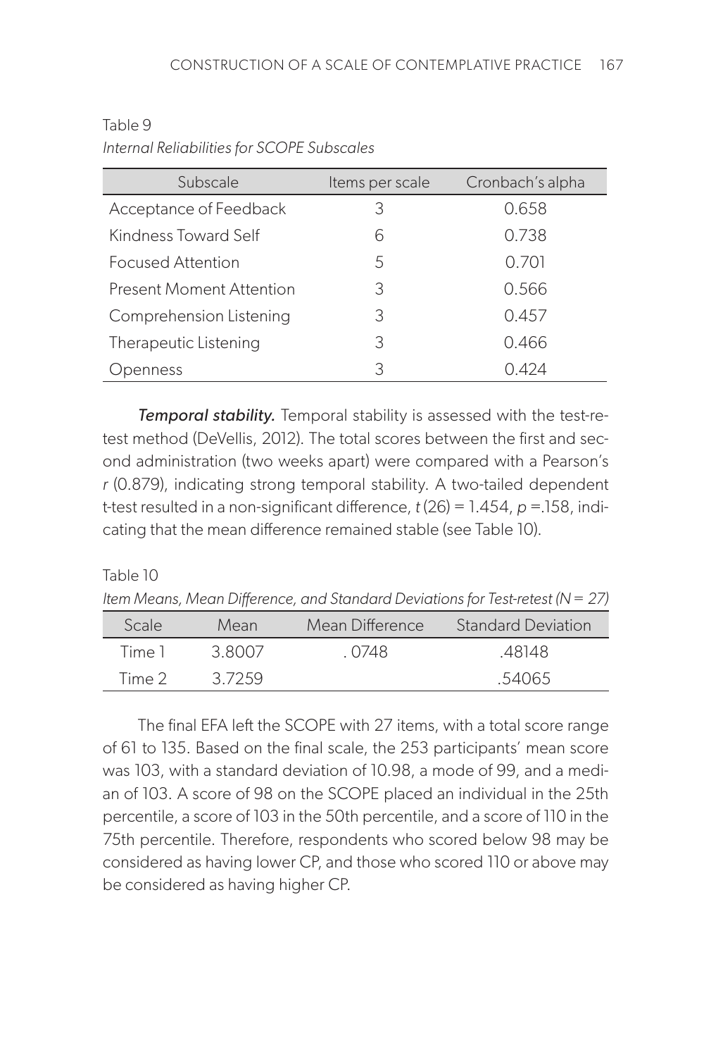Table 9

*Internal Reliabilities for SCOPE Subscales*

| Subscale | Items per scale | Cronbach's alpha |
|---|---|---|
| Acceptance of Feedback | 3 | 0.658 |
| Kindness Toward Self | 6 | 0.738 |
| Focused Attention | 5 | 0.701 |
| Present Moment Attention | 3 | 0.566 |
| Comprehension Listening | 3 | 0.457 |
| Therapeutic Listening | 3 | 0.466 |
| Openness | 3 | 0.424 |

***Temporal stability.*** Temporal stability is assessed with the test-retest method (DeVellis, 2012). The total scores between the first and second administration (two weeks apart) were compared with a Pearson's *r* (0.879), indicating strong temporal stability. A two-tailed dependent t-test resulted in a non-significant difference, $t(26) = 1.454$, $p = .158$, indicating that the mean difference remained stable (see Table 10).

Table 10

*Item Means, Mean Difference, and Standard Deviations for Test-retest (N = 27)*

| Scale | Mean | Mean Difference | Standard Deviation |
|---|---|---|---|
| Time 1 | 3.8007 | . 0748 | .48148 |
| Time 2 | 3.7259 | | .54065 |

The final EFA left the SCOPE with 27 items, with a total score range of 61 to 135. Based on the final scale, the 253 participants' mean score was 103, with a standard deviation of 10.98, a mode of 99, and a median of 103. A score of 98 on the SCOPE placed an individual in the 25th percentile, a score of 103 in the 50th percentile, and a score of 110 in the 75th percentile. Therefore, respondents who scored below 98 may be considered as having lower CP, and those who scored 110 or above may be considered as having higher CP.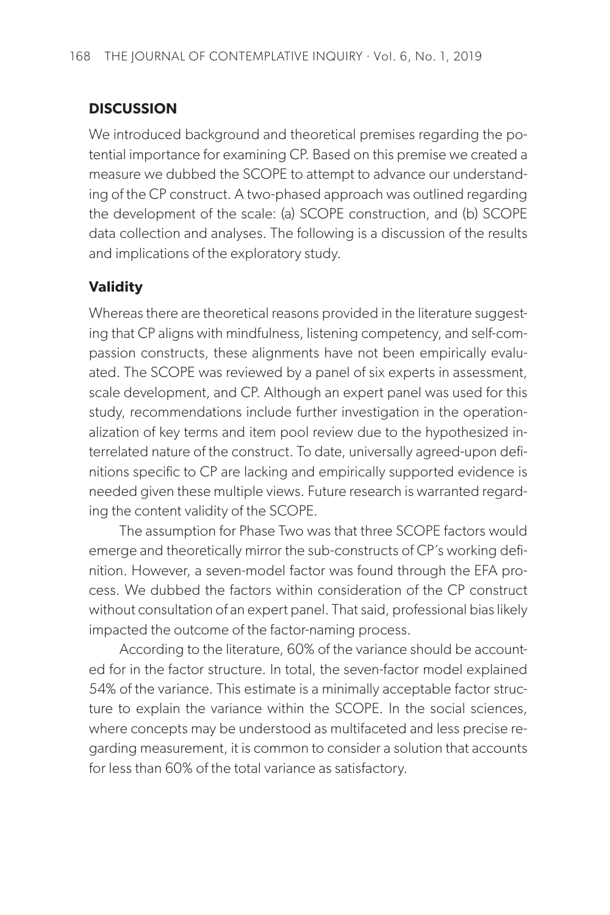## DISCUSSION

We introduced background and theoretical premises regarding the potential importance for examining CP. Based on this premise we created a measure we dubbed the SCOPE to attempt to advance our understanding of the CP construct. A two-phased approach was outlined regarding the development of the scale: (a) SCOPE construction, and (b) SCOPE data collection and analyses. The following is a discussion of the results and implications of the exploratory study.

### Validity

Whereas there are theoretical reasons provided in the literature suggesting that CP aligns with mindfulness, listening competency, and self-compassion constructs, these alignments have not been empirically evaluated. The SCOPE was reviewed by a panel of six experts in assessment, scale development, and CP. Although an expert panel was used for this study, recommendations include further investigation in the operationalization of key terms and item pool review due to the hypothesized interrelated nature of the construct. To date, universally agreed-upon definitions specific to CP are lacking and empirically supported evidence is needed given these multiple views. Future research is warranted regarding the content validity of the SCOPE.

The assumption for Phase Two was that three SCOPE factors would emerge and theoretically mirror the sub-constructs of CP's working definition. However, a seven-model factor was found through the EFA process. We dubbed the factors within consideration of the CP construct without consultation of an expert panel. That said, professional bias likely impacted the outcome of the factor-naming process.

According to the literature, 60% of the variance should be accounted for in the factor structure. In total, the seven-factor model explained 54% of the variance. This estimate is a minimally acceptable factor structure to explain the variance within the SCOPE. In the social sciences, where concepts may be understood as multifaceted and less precise regarding measurement, it is common to consider a solution that accounts for less than 60% of the total variance as satisfactory.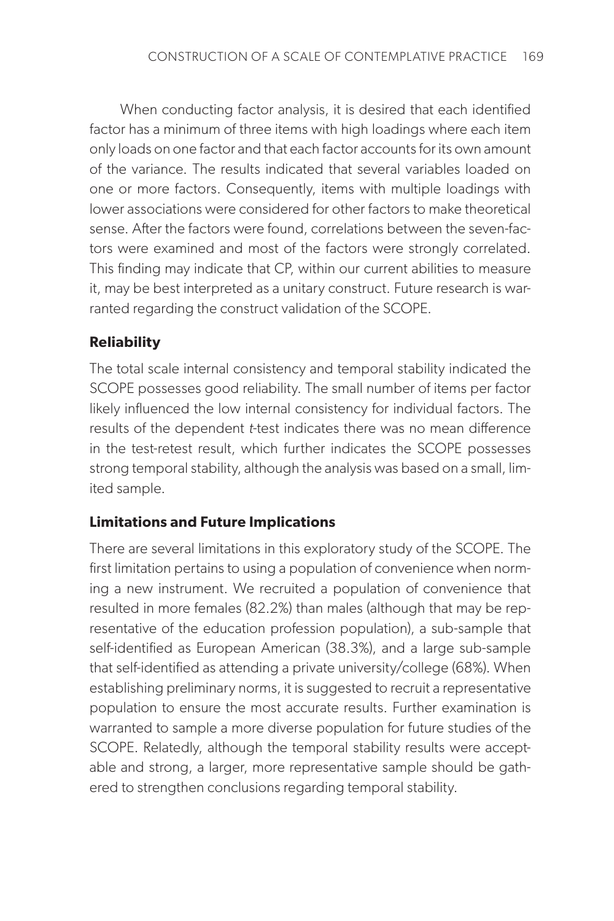When conducting factor analysis, it is desired that each identified factor has a minimum of three items with high loadings where each item only loads on one factor and that each factor accounts for its own amount of the variance. The results indicated that several variables loaded on one or more factors. Consequently, items with multiple loadings with lower associations were considered for other factors to make theoretical sense. After the factors were found, correlations between the seven-factors were examined and most of the factors were strongly correlated. This finding may indicate that CP, within our current abilities to measure it, may be best interpreted as a unitary construct. Future research is warranted regarding the construct validation of the SCOPE.

### Reliability

The total scale internal consistency and temporal stability indicated the SCOPE possesses good reliability. The small number of items per factor likely influenced the low internal consistency for individual factors. The results of the dependent *t*-test indicates there was no mean difference in the test-retest result, which further indicates the SCOPE possesses strong temporal stability, although the analysis was based on a small, limited sample.

### Limitations and Future Implications

There are several limitations in this exploratory study of the SCOPE. The first limitation pertains to using a population of convenience when norming a new instrument. We recruited a population of convenience that resulted in more females (82.2%) than males (although that may be representative of the education profession population), a sub-sample that self-identified as European American (38.3%), and a large sub-sample that self-identified as attending a private university/college (68%). When establishing preliminary norms, it is suggested to recruit a representative population to ensure the most accurate results. Further examination is warranted to sample a more diverse population for future studies of the SCOPE. Relatedly, although the temporal stability results were acceptable and strong, a larger, more representative sample should be gathered to strengthen conclusions regarding temporal stability.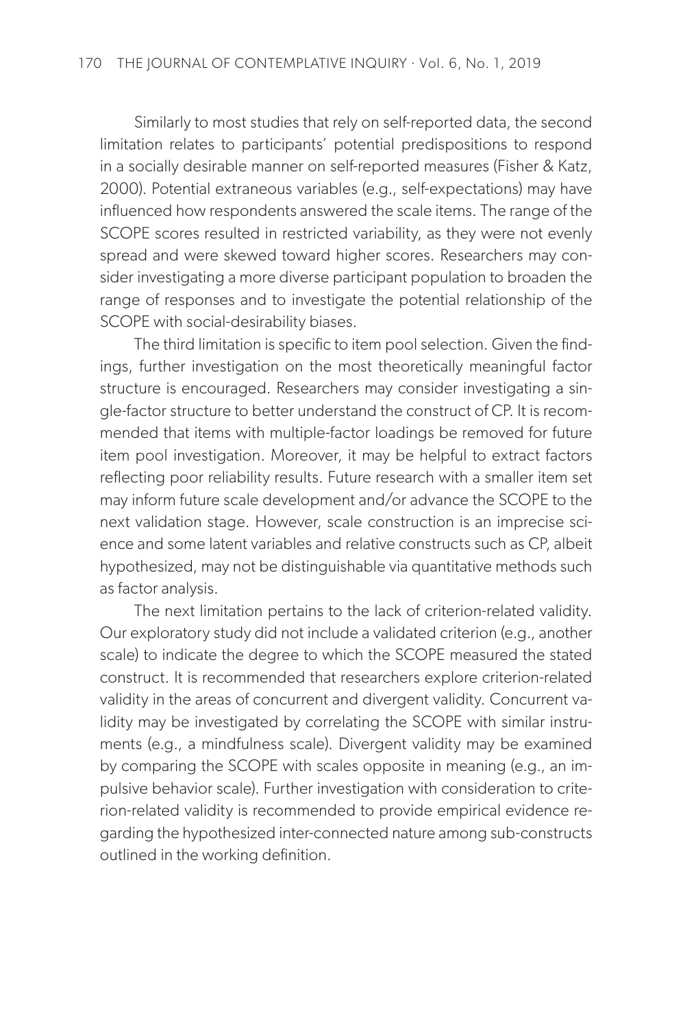Similarly to most studies that rely on self-reported data, the second limitation relates to participants' potential predispositions to respond in a socially desirable manner on self-reported measures (Fisher & Katz, 2000). Potential extraneous variables (e.g., self-expectations) may have influenced how respondents answered the scale items. The range of the SCOPE scores resulted in restricted variability, as they were not evenly spread and were skewed toward higher scores. Researchers may consider investigating a more diverse participant population to broaden the range of responses and to investigate the potential relationship of the SCOPE with social-desirability biases.

The third limitation is specific to item pool selection. Given the findings, further investigation on the most theoretically meaningful factor structure is encouraged. Researchers may consider investigating a single-factor structure to better understand the construct of CP. It is recommended that items with multiple-factor loadings be removed for future item pool investigation. Moreover, it may be helpful to extract factors reflecting poor reliability results. Future research with a smaller item set may inform future scale development and/or advance the SCOPE to the next validation stage. However, scale construction is an imprecise science and some latent variables and relative constructs such as CP, albeit hypothesized, may not be distinguishable via quantitative methods such as factor analysis.

The next limitation pertains to the lack of criterion-related validity. Our exploratory study did not include a validated criterion (e.g., another scale) to indicate the degree to which the SCOPE measured the stated construct. It is recommended that researchers explore criterion-related validity in the areas of concurrent and divergent validity. Concurrent validity may be investigated by correlating the SCOPE with similar instruments (e.g., a mindfulness scale). Divergent validity may be examined by comparing the SCOPE with scales opposite in meaning (e.g., an impulsive behavior scale). Further investigation with consideration to criterion-related validity is recommended to provide empirical evidence regarding the hypothesized inter-connected nature among sub-constructs outlined in the working definition.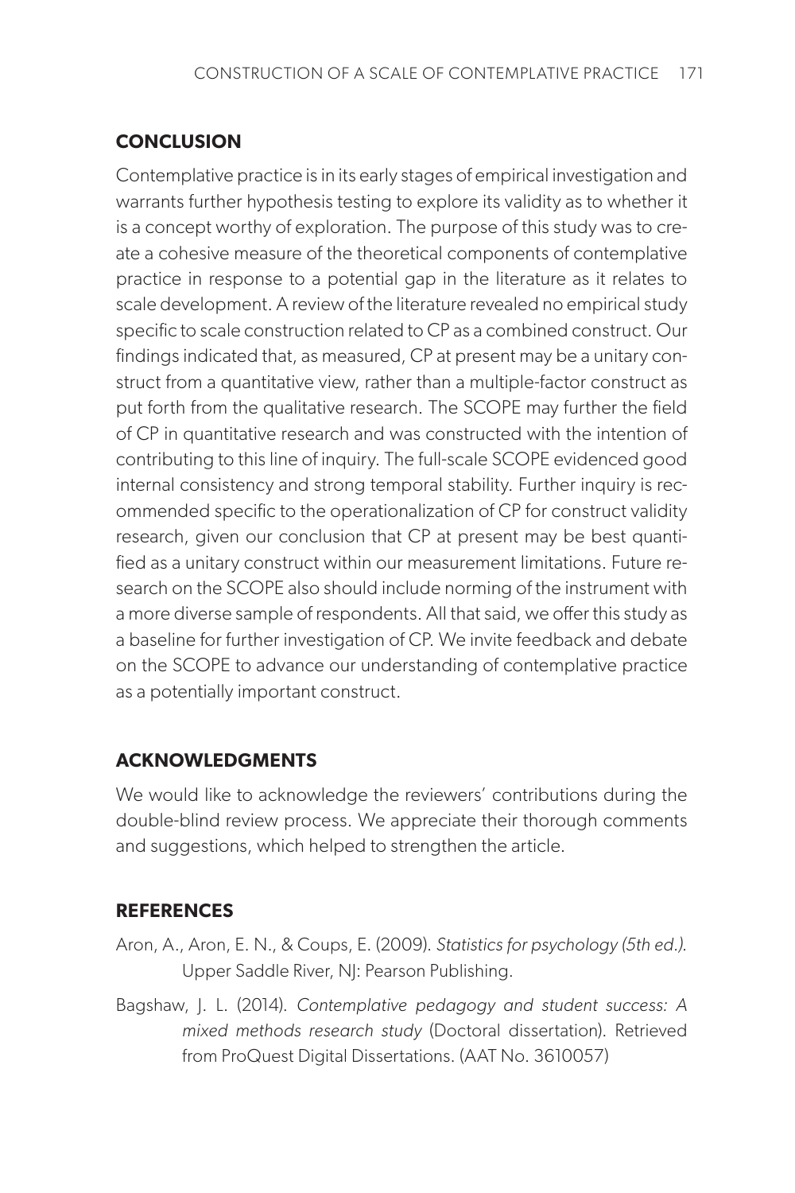## CONCLUSION

Contemplative practice is in its early stages of empirical investigation and warrants further hypothesis testing to explore its validity as to whether it is a concept worthy of exploration. The purpose of this study was to create a cohesive measure of the theoretical components of contemplative practice in response to a potential gap in the literature as it relates to scale development. A review of the literature revealed no empirical study specific to scale construction related to CP as a combined construct. Our findings indicated that, as measured, CP at present may be a unitary construct from a quantitative view, rather than a multiple-factor construct as put forth from the qualitative research. The SCOPE may further the field of CP in quantitative research and was constructed with the intention of contributing to this line of inquiry. The full-scale SCOPE evidenced good internal consistency and strong temporal stability. Further inquiry is recommended specific to the operationalization of CP for construct validity research, given our conclusion that CP at present may be best quantified as a unitary construct within our measurement limitations. Future research on the SCOPE also should include norming of the instrument with a more diverse sample of respondents. All that said, we offer this study as a baseline for further investigation of CP. We invite feedback and debate on the SCOPE to advance our understanding of contemplative practice as a potentially important construct.

## ACKNOWLEDGMENTS

We would like to acknowledge the reviewers' contributions during the double-blind review process. We appreciate their thorough comments and suggestions, which helped to strengthen the article.

## REFERENCES

Aron, A., Aron, E. N., & Coups, E. (2009). *Statistics for psychology (5th ed.)*. Upper Saddle River, NJ: Pearson Publishing.

Bagshaw, J. L. (2014). *Contemplative pedagogy and student success: A mixed methods research study* (Doctoral dissertation). Retrieved from ProQuest Digital Dissertations. (AAT No. 3610057)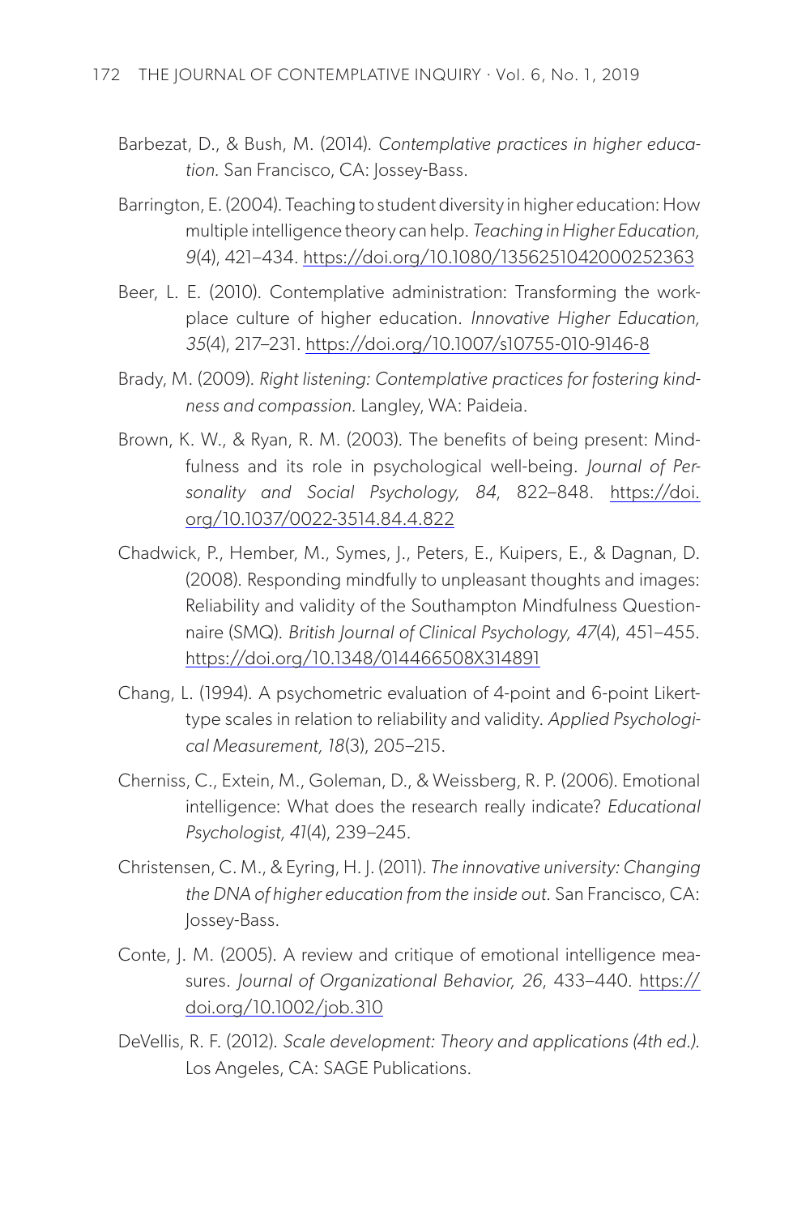Barbezat, D., & Bush, M. (2014). *Contemplative practices in higher education.* San Francisco, CA: Jossey-Bass.

Barrington, E. (2004). Teaching to student diversity in higher education: How multiple intelligence theory can help. *Teaching in Higher Education, 9*(4), 421–434. https://doi.org/10.1080/1356251042000252363

Beer, L. E. (2010). Contemplative administration: Transforming the workplace culture of higher education. *Innovative Higher Education, 35*(4), 217–231. https://doi.org/10.1007/s10755-010-9146-8

Brady, M. (2009). *Right listening: Contemplative practices for fostering kindness and compassion.* Langley, WA: Paideia.

Brown, K. W., & Ryan, R. M. (2003). The benefits of being present: Mindfulness and its role in psychological well-being. *Journal of Personality and Social Psychology, 84*, 822–848. https://doi.org/10.1037/0022-3514.84.4.822

Chadwick, P., Hember, M., Symes, J., Peters, E., Kuipers, E., & Dagnan, D. (2008). Responding mindfully to unpleasant thoughts and images: Reliability and validity of the Southampton Mindfulness Questionnaire (SMQ). *British Journal of Clinical Psychology, 47*(4), 451–455. https://doi.org/10.1348/014466508X314891

Chang, L. (1994). A psychometric evaluation of 4-point and 6-point Likert-type scales in relation to reliability and validity. *Applied Psychological Measurement, 18*(3), 205–215.

Cherniss, C., Extein, M., Goleman, D., & Weissberg, R. P. (2006). Emotional intelligence: What does the research really indicate? *Educational Psychologist, 41*(4), 239–245.

Christensen, C. M., & Eyring, H. J. (2011). *The innovative university: Changing the DNA of higher education from the inside out.* San Francisco, CA: Jossey-Bass.

Conte, J. M. (2005). A review and critique of emotional intelligence measures. *Journal of Organizational Behavior, 26*, 433–440. https://doi.org/10.1002/job.310

DeVellis, R. F. (2012). *Scale development: Theory and applications (4th ed.).* Los Angeles, CA: SAGE Publications.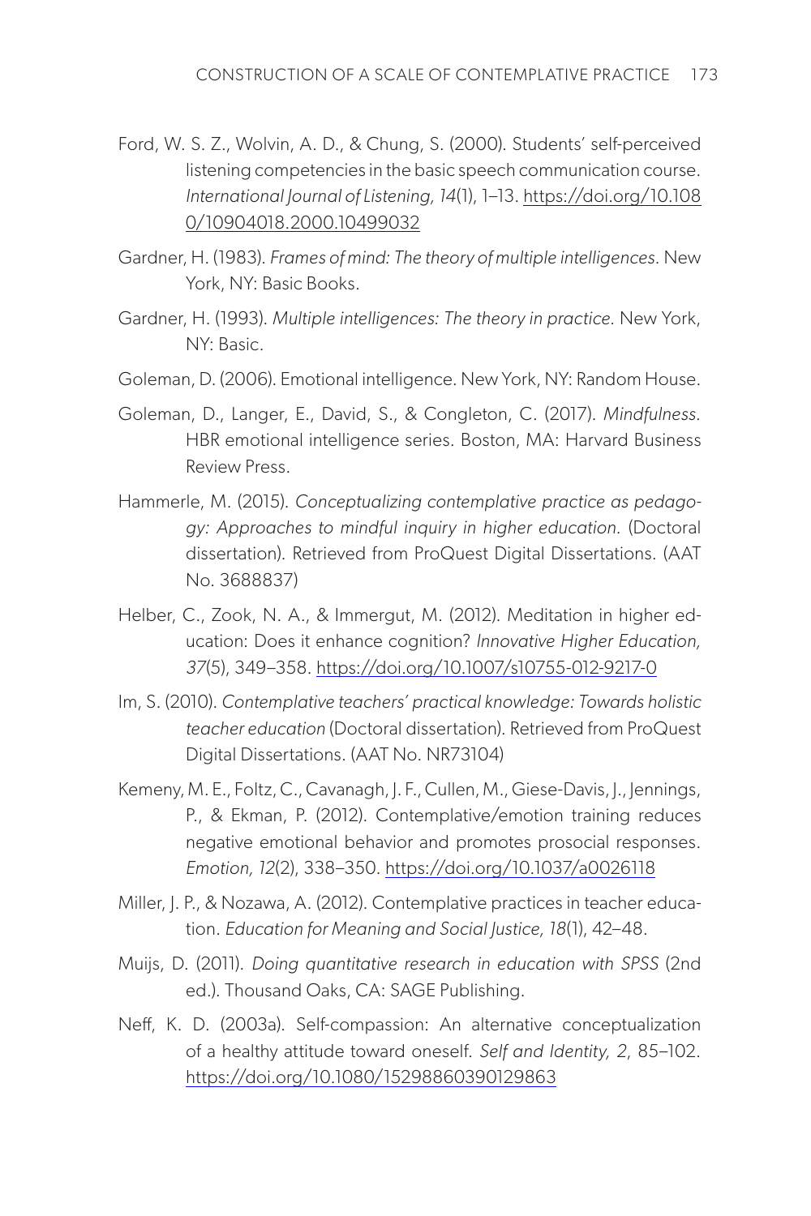Ford, W. S. Z., Wolvin, A. D., & Chung, S. (2000). Students' self-perceived listening competencies in the basic speech communication course. *International Journal of Listening, 14*(1), 1–13. https://doi.org/10.1080/10904018.2000.10499032

Gardner, H. (1983). *Frames of mind: The theory of multiple intelligences*. New York, NY: Basic Books.

Gardner, H. (1993). *Multiple intelligences: The theory in practice.* New York, NY: Basic.

Goleman, D. (2006). Emotional intelligence. New York, NY: Random House.

Goleman, D., Langer, E., David, S., & Congleton, C. (2017). *Mindfulness.* HBR emotional intelligence series. Boston, MA: Harvard Business Review Press.

Hammerle, M. (2015). *Conceptualizing contemplative practice as pedagogy: Approaches to mindful inquiry in higher education.* (Doctoral dissertation). Retrieved from ProQuest Digital Dissertations. (AAT No. 3688837)

Helber, C., Zook, N. A., & Immergut, M. (2012). Meditation in higher education: Does it enhance cognition? *Innovative Higher Education, 37*(5), 349–358. https://doi.org/10.1007/s10755-012-9217-0

Im, S. (2010). *Contemplative teachers' practical knowledge: Towards holistic teacher education* (Doctoral dissertation). Retrieved from ProQuest Digital Dissertations. (AAT No. NR73104)

Kemeny, M. E., Foltz, C., Cavanagh, J. F., Cullen, M., Giese-Davis, J., Jennings, P., & Ekman, P. (2012). Contemplative/emotion training reduces negative emotional behavior and promotes prosocial responses. *Emotion, 12*(2), 338–350. https://doi.org/10.1037/a0026118

Miller, J. P., & Nozawa, A. (2012). Contemplative practices in teacher education. *Education for Meaning and Social Justice, 18*(1), 42–48.

Muijs, D. (2011). *Doing quantitative research in education with SPSS* (2nd ed.). Thousand Oaks, CA: SAGE Publishing.

Neff, K. D. (2003a). Self-compassion: An alternative conceptualization of a healthy attitude toward oneself. *Self and Identity, 2*, 85–102. https://doi.org/10.1080/15298860390129863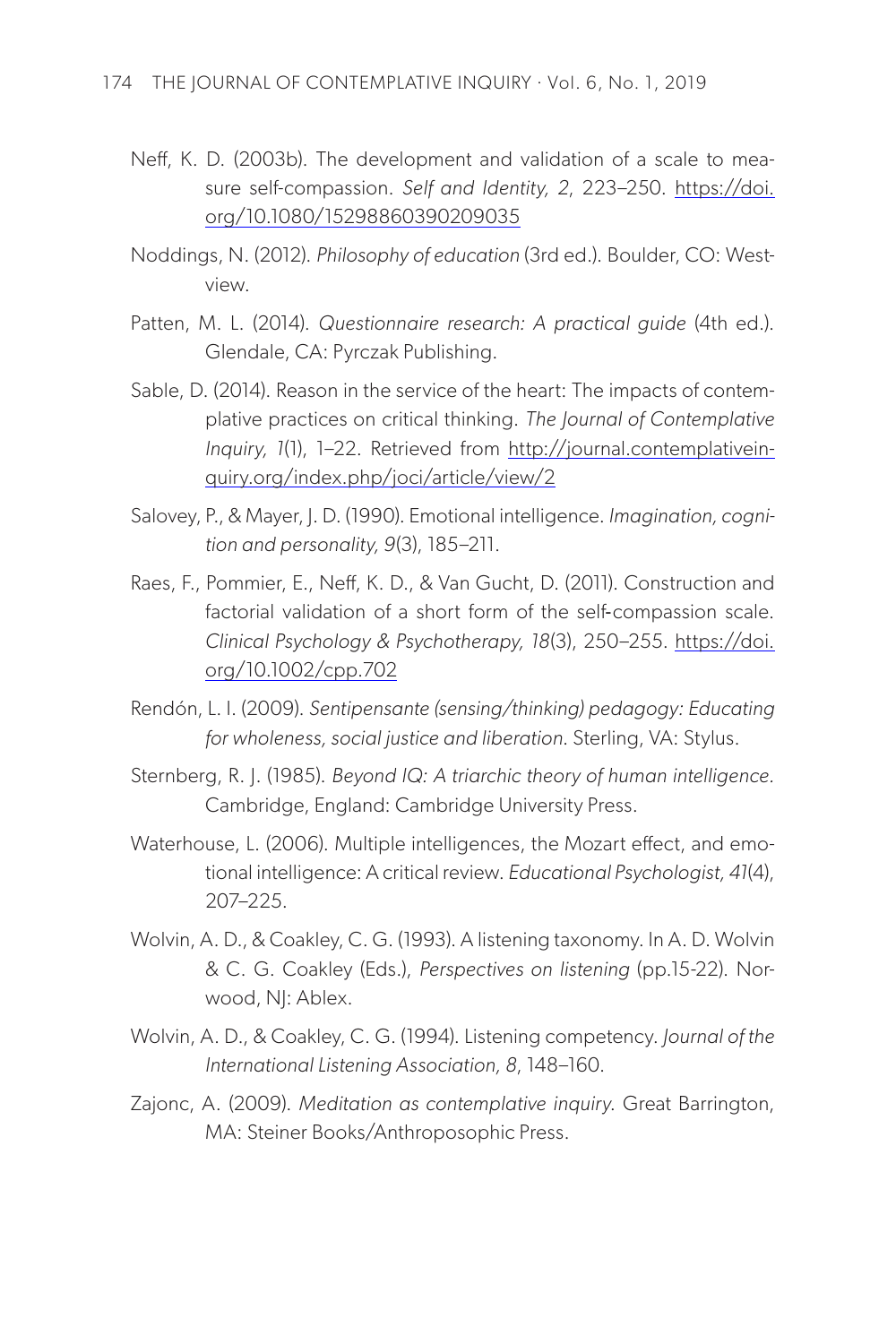Neff, K. D. (2003b). The development and validation of a scale to measure self-compassion. *Self and Identity, 2*, 223–250. https://doi.org/10.1080/15298860390209035

Noddings, N. (2012). *Philosophy of education* (3rd ed.). Boulder, CO: Westview.

Patten, M. L. (2014). *Questionnaire research: A practical guide* (4th ed.). Glendale, CA: Pyrczak Publishing.

Sable, D. (2014). Reason in the service of the heart: The impacts of contemplative practices on critical thinking. *The Journal of Contemplative Inquiry, 1*(1), 1–22. Retrieved from http://journal.contemplativeinquiry.org/index.php/joci/article/view/2

Salovey, P., & Mayer, J. D. (1990). Emotional intelligence. *Imagination, cognition and personality, 9*(3), 185–211.

Raes, F., Pommier, E., Neff, K. D., & Van Gucht, D. (2011). Construction and factorial validation of a short form of the self-compassion scale. *Clinical Psychology & Psychotherapy, 18*(3), 250–255. https://doi.org/10.1002/cpp.702

Rendón, L. I. (2009). *Sentipensante (sensing/thinking) pedagogy: Educating for wholeness, social justice and liberation*. Sterling, VA: Stylus.

Sternberg, R. J. (1985). *Beyond IQ: A triarchic theory of human intelligence.* Cambridge, England: Cambridge University Press.

Waterhouse, L. (2006). Multiple intelligences, the Mozart effect, and emotional intelligence: A critical review. *Educational Psychologist, 41*(4), 207–225.

Wolvin, A. D., & Coakley, C. G. (1993). A listening taxonomy. In A. D. Wolvin & C. G. Coakley (Eds.), *Perspectives on listening* (pp.15-22). Norwood, NJ: Ablex.

Wolvin, A. D., & Coakley, C. G. (1994). Listening competency. *Journal of the International Listening Association, 8*, 148–160.

Zajonc, A. (2009). *Meditation as contemplative inquiry*. Great Barrington, MA: Steiner Books/Anthroposophic Press.